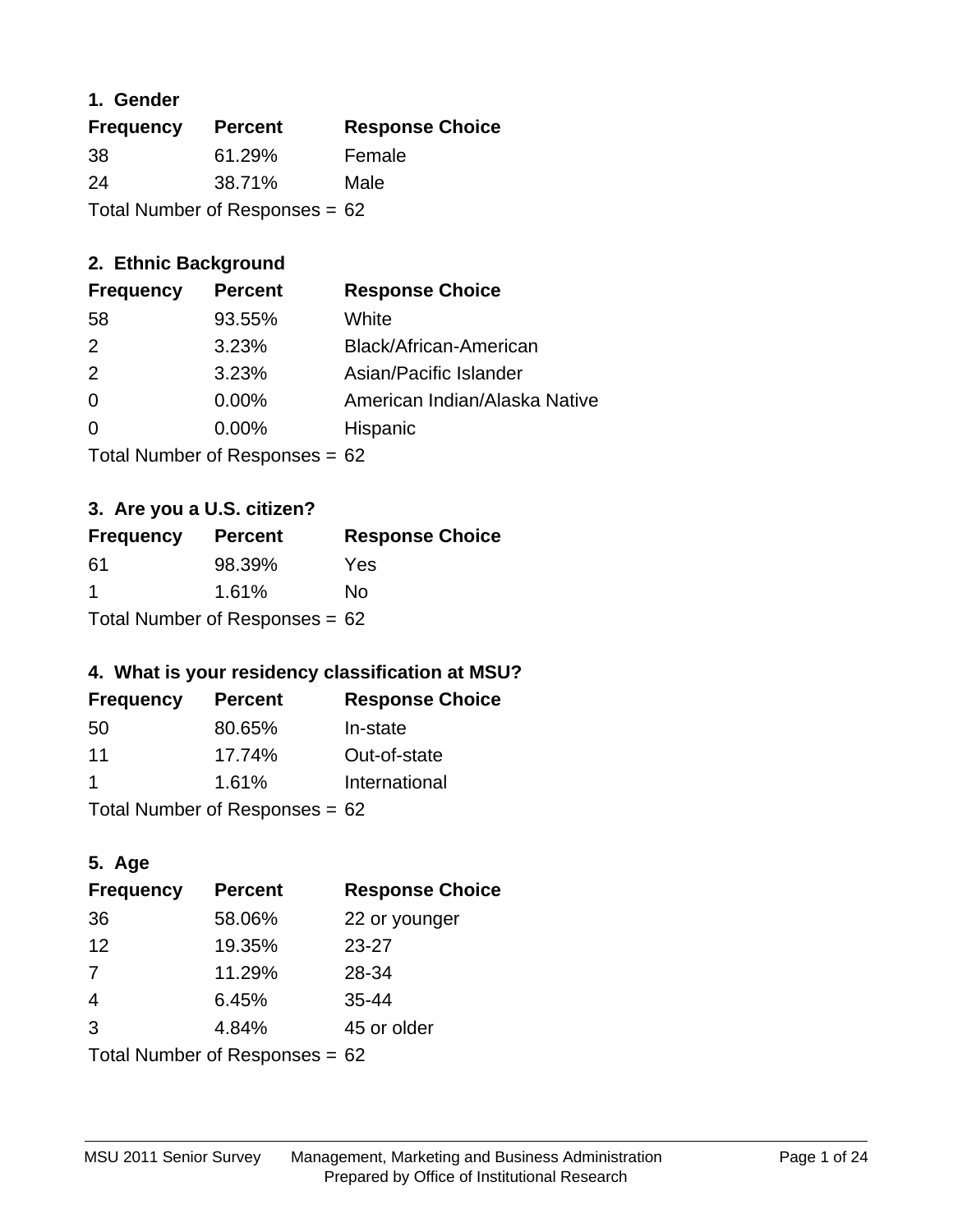## 1. Gender

| Frequency | Percent | Response Choice |
|---|---|---|
| 38 | 61.29% | Female |
| 24 | 38.71% | Male |

Total Number of Responses = 62

## 2. Ethnic Background

| Frequency | Percent | Response Choice |
|---|---|---|
| 58 | 93.55% | White |
| 2 | 3.23% | Black/African-American |
| 2 | 3.23% | Asian/Pacific Islander |
| 0 | 0.00% | American Indian/Alaska Native |
| 0 | 0.00% | Hispanic |

Total Number of Responses = 62

## 3. Are you a U.S. citizen?

| Frequency | Percent | Response Choice |
|---|---|---|
| 61 | 98.39% | Yes |
| 1 | 1.61% | No |

Total Number of Responses = 62

## 4. What is your residency classification at MSU?

| Frequency | Percent | Response Choice |
|---|---|---|
| 50 | 80.65% | In-state |
| 11 | 17.74% | Out-of-state |
| 1 | 1.61% | International |

Total Number of Responses = 62

## 5. Age

| Frequency | Percent | Response Choice |
|---|---|---|
| 36 | 58.06% | 22 or younger |
| 12 | 19.35% | 23-27 |
| 7 | 11.29% | 28-34 |
| 4 | 6.45% | 35-44 |
| 3 | 4.84% | 45 or older |

Total Number of Responses = 62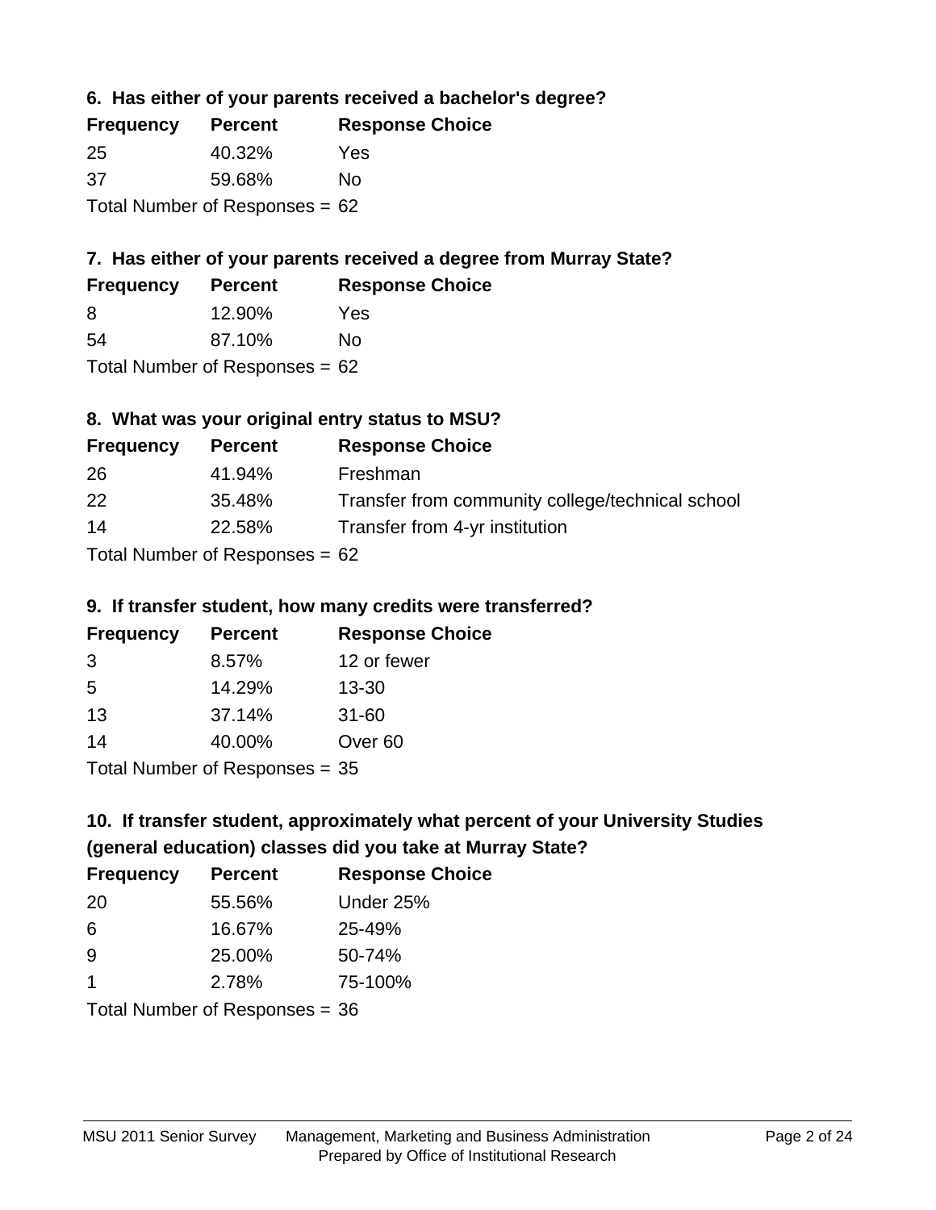### 6. Has either of your parents received a bachelor's degree?

| Frequency | Percent | Response Choice |
| --- | --- | --- |
| 25 | 40.32% | Yes |
| 37 | 59.68% | No |

Total Number of Responses = 62

### 7. Has either of your parents received a degree from Murray State?

| Frequency | Percent | Response Choice |
| --- | --- | --- |
| 8 | 12.90% | Yes |
| 54 | 87.10% | No |

Total Number of Responses = 62

### 8. What was your original entry status to MSU?

| Frequency | Percent | Response Choice |
| --- | --- | --- |
| 26 | 41.94% | Freshman |
| 22 | 35.48% | Transfer from community college/technical school |
| 14 | 22.58% | Transfer from 4-yr institution |

Total Number of Responses = 62

### 9. If transfer student, how many credits were transferred?

| Frequency | Percent | Response Choice |
| --- | --- | --- |
| 3 | 8.57% | 12 or fewer |
| 5 | 14.29% | 13-30 |
| 13 | 37.14% | 31-60 |
| 14 | 40.00% | Over 60 |

Total Number of Responses = 35

### 10. If transfer student, approximately what percent of your University Studies (general education) classes did you take at Murray State?

| Frequency | Percent | Response Choice |
| --- | --- | --- |
| 20 | 55.56% | Under 25% |
| 6 | 16.67% | 25-49% |
| 9 | 25.00% | 50-74% |
| 1 | 2.78% | 75-100% |

Total Number of Responses = 36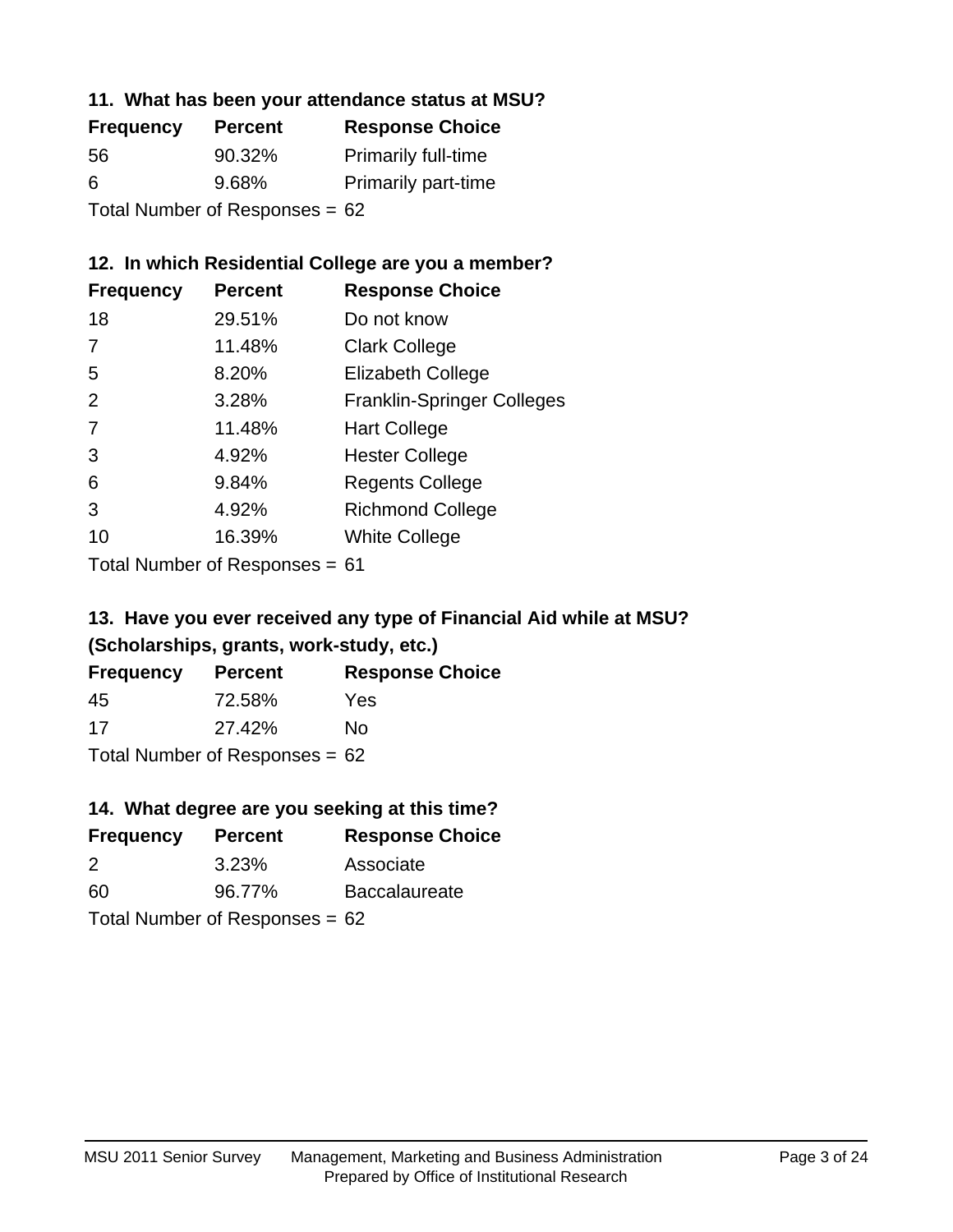### 11. What has been your attendance status at MSU?

| Frequency | Percent | Response Choice |
|---|---|---|
| 56 | 90.32% | Primarily full-time |
| 6 | 9.68% | Primarily part-time |

Total Number of Responses = 62

### 12. In which Residential College are you a member?

| Frequency | Percent | Response Choice |
|---|---|---|
| 18 | 29.51% | Do not know |
| 7 | 11.48% | Clark College |
| 5 | 8.20% | Elizabeth College |
| 2 | 3.28% | Franklin-Springer Colleges |
| 7 | 11.48% | Hart College |
| 3 | 4.92% | Hester College |
| 6 | 9.84% | Regents College |
| 3 | 4.92% | Richmond College |
| 10 | 16.39% | White College |

Total Number of Responses = 61

### 13. Have you ever received any type of Financial Aid while at MSU? (Scholarships, grants, work-study, etc.)

| Frequency | Percent | Response Choice |
|---|---|---|
| 45 | 72.58% | Yes |
| 17 | 27.42% | No |

Total Number of Responses = 62

### 14. What degree are you seeking at this time?

| Frequency | Percent | Response Choice |
|---|---|---|
| 2 | 3.23% | Associate |
| 60 | 96.77% | Baccalaureate |

Total Number of Responses = 62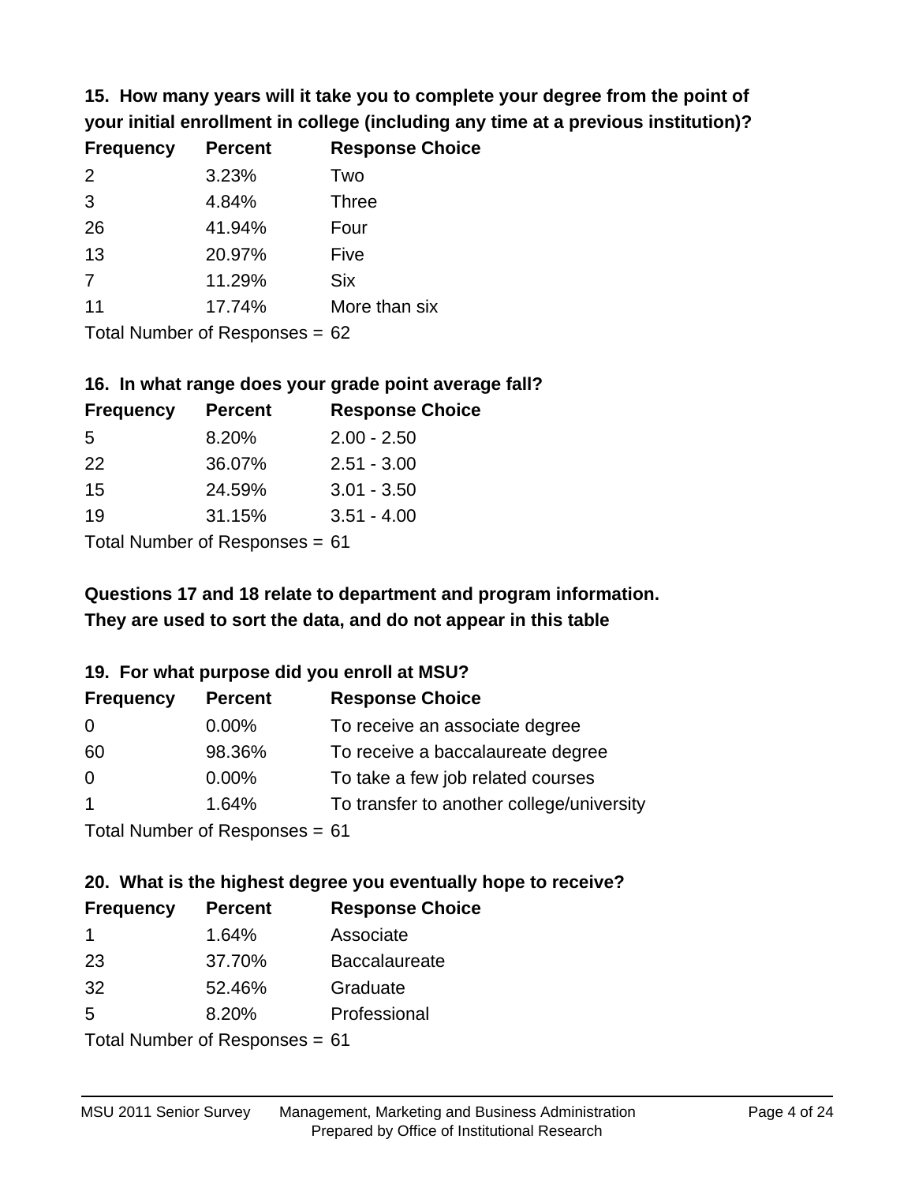**15. How many years will it take you to complete your degree from the point of your initial enrollment in college (including any time at a previous institution)?**

| Frequency | Percent | Response Choice |
|---|---|---|
| 2 | 3.23% | Two |
| 3 | 4.84% | Three |
| 26 | 41.94% | Four |
| 13 | 20.97% | Five |
| 7 | 11.29% | Six |
| 11 | 17.74% | More than six |

Total Number of Responses = 62

**16. In what range does your grade point average fall?**

| Frequency | Percent | Response Choice |
|---|---|---|
| 5 | 8.20% | 2.00 - 2.50 |
| 22 | 36.07% | 2.51 - 3.00 |
| 15 | 24.59% | 3.01 - 3.50 |
| 19 | 31.15% | 3.51 - 4.00 |

Total Number of Responses = 61

**Questions 17 and 18 relate to department and program information. They are used to sort the data, and do not appear in this table**

**19. For what purpose did you enroll at MSU?**

| Frequency | Percent | Response Choice |
|---|---|---|
| 0 | 0.00% | To receive an associate degree |
| 60 | 98.36% | To receive a baccalaureate degree |
| 0 | 0.00% | To take a few job related courses |
| 1 | 1.64% | To transfer to another college/university |

Total Number of Responses = 61

**20. What is the highest degree you eventually hope to receive?**

| Frequency | Percent | Response Choice |
|---|---|---|
| 1 | 1.64% | Associate |
| 23 | 37.70% | Baccalaureate |
| 32 | 52.46% | Graduate |
| 5 | 8.20% | Professional |

Total Number of Responses = 61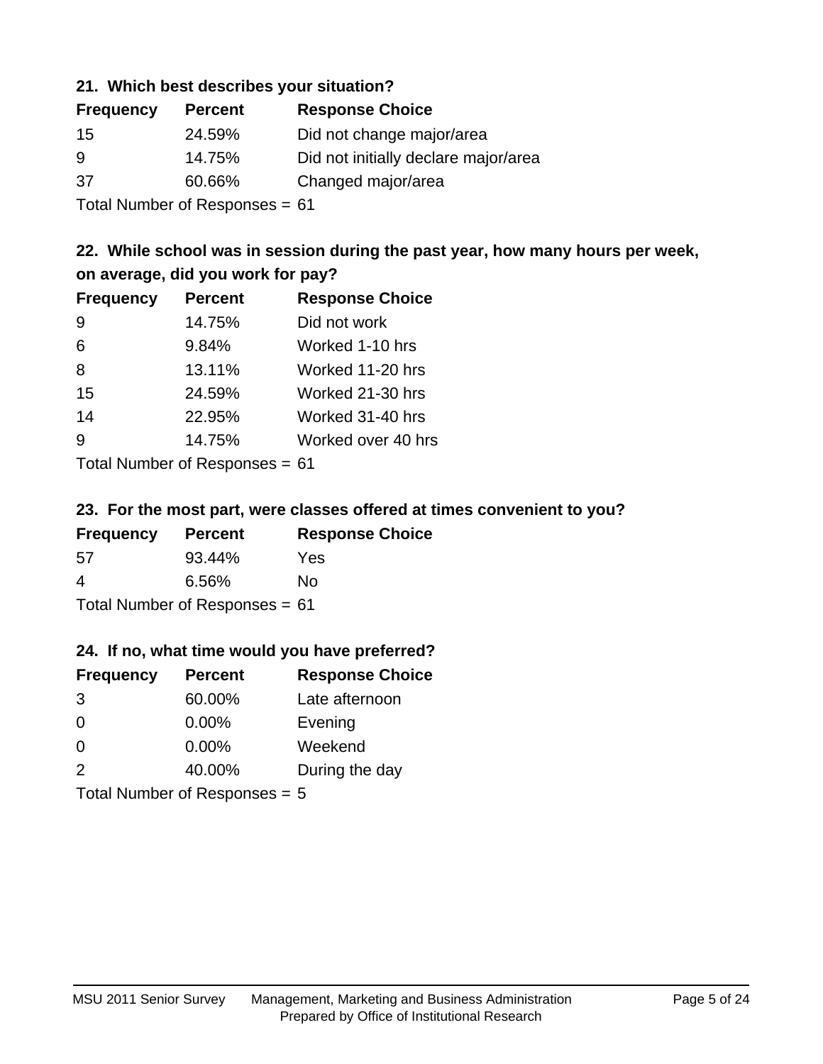### 21. Which best describes your situation?

| Frequency | Percent | Response Choice |
|---|---|---|
| 15 | 24.59% | Did not change major/area |
| 9 | 14.75% | Did not initially declare major/area |
| 37 | 60.66% | Changed major/area |

Total Number of Responses = 61

### 22. While school was in session during the past year, how many hours per week, on average, did you work for pay?

| Frequency | Percent | Response Choice |
|---|---|---|
| 9 | 14.75% | Did not work |
| 6 | 9.84% | Worked 1-10 hrs |
| 8 | 13.11% | Worked 11-20 hrs |
| 15 | 24.59% | Worked 21-30 hrs |
| 14 | 22.95% | Worked 31-40 hrs |
| 9 | 14.75% | Worked over 40 hrs |

Total Number of Responses = 61

### 23. For the most part, were classes offered at times convenient to you?

| Frequency | Percent | Response Choice |
|---|---|---|
| 57 | 93.44% | Yes |
| 4 | 6.56% | No |

Total Number of Responses = 61

### 24. If no, what time would you have preferred?

| Frequency | Percent | Response Choice |
|---|---|---|
| 3 | 60.00% | Late afternoon |
| 0 | 0.00% | Evening |
| 0 | 0.00% | Weekend |
| 2 | 40.00% | During the day |

Total Number of Responses = 5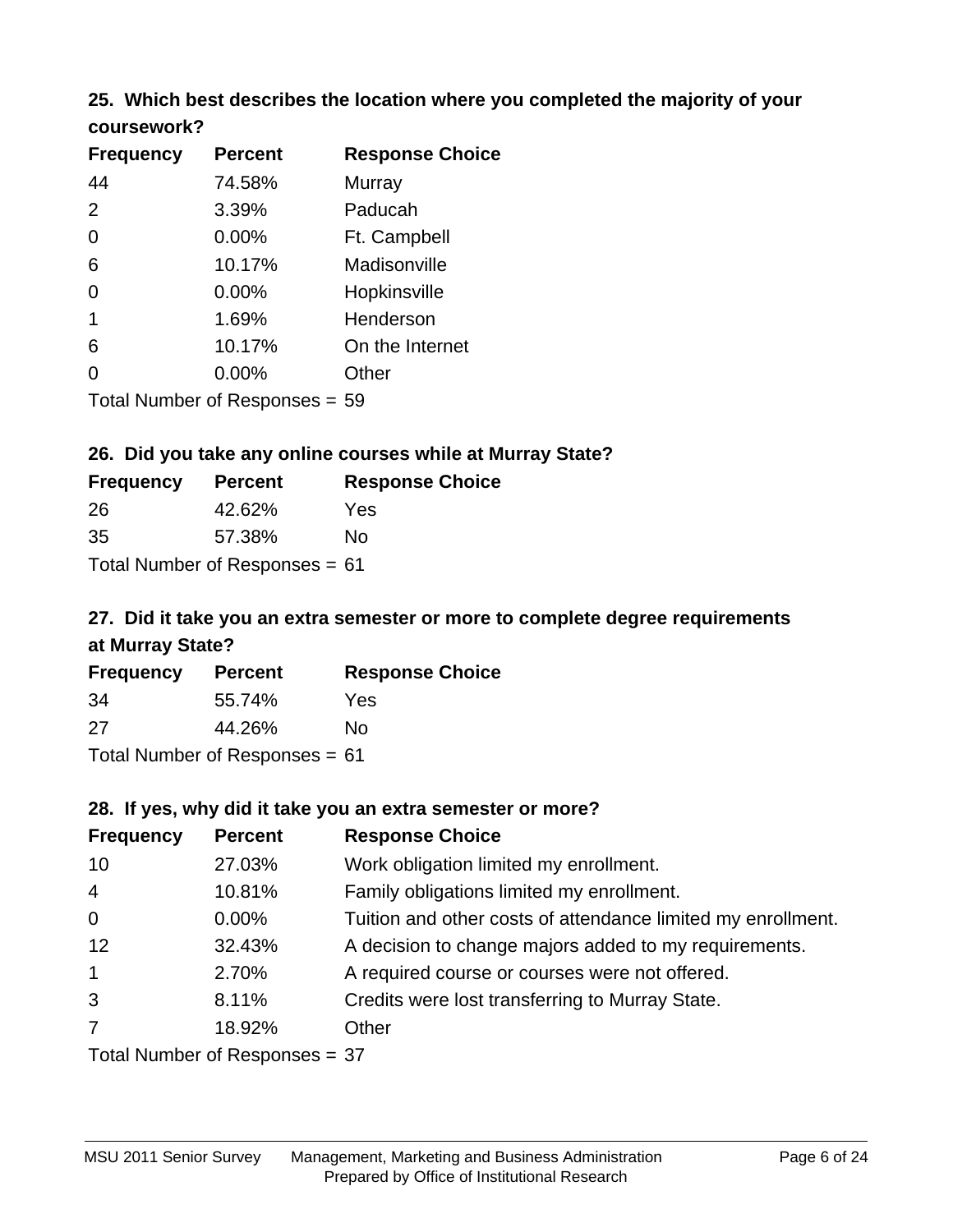### 25. Which best describes the location where you completed the majority of your coursework?

| Frequency | Percent | Response Choice |
|---|---|---|
| 44 | 74.58% | Murray |
| 2 | 3.39% | Paducah |
| 0 | 0.00% | Ft. Campbell |
| 6 | 10.17% | Madisonville |
| 0 | 0.00% | Hopkinsville |
| 1 | 1.69% | Henderson |
| 6 | 10.17% | On the Internet |
| 0 | 0.00% | Other |

Total Number of Responses = 59

### 26. Did you take any online courses while at Murray State?

| Frequency | Percent | Response Choice |
|---|---|---|
| 26 | 42.62% | Yes |
| 35 | 57.38% | No |

Total Number of Responses = 61

### 27. Did it take you an extra semester or more to complete degree requirements at Murray State?

| Frequency | Percent | Response Choice |
|---|---|---|
| 34 | 55.74% | Yes |
| 27 | 44.26% | No |

Total Number of Responses = 61

### 28. If yes, why did it take you an extra semester or more?

| Frequency | Percent | Response Choice |
|---|---|---|
| 10 | 27.03% | Work obligation limited my enrollment. |
| 4 | 10.81% | Family obligations limited my enrollment. |
| 0 | 0.00% | Tuition and other costs of attendance limited my enrollment. |
| 12 | 32.43% | A decision to change majors added to my requirements. |
| 1 | 2.70% | A required course or courses were not offered. |
| 3 | 8.11% | Credits were lost transferring to Murray State. |
| 7 | 18.92% | Other |

Total Number of Responses = 37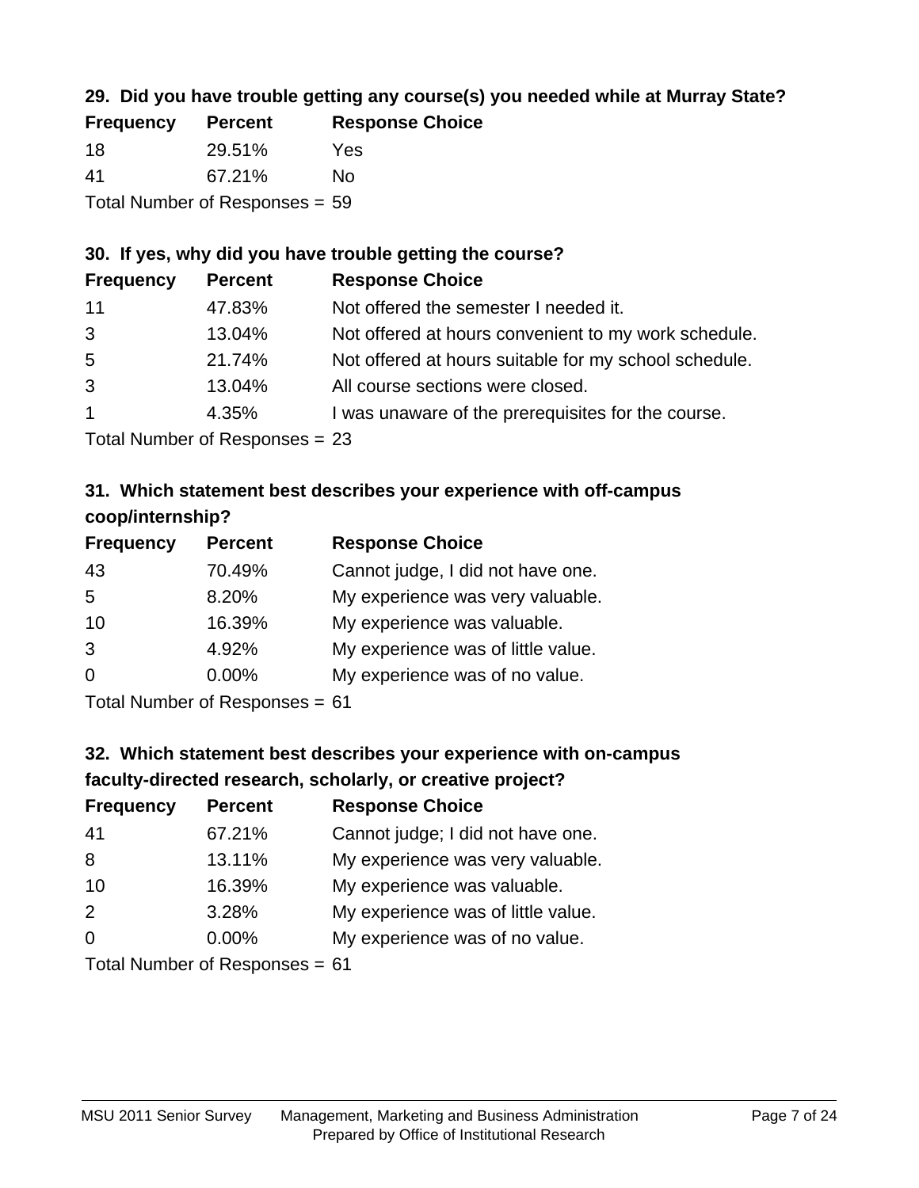### 29. Did you have trouble getting any course(s) you needed while at Murray State?

| Frequency | Percent | Response Choice |
|---|---|---|
| 18 | 29.51% | Yes |
| 41 | 67.21% | No |

Total Number of Responses = 59

### 30. If yes, why did you have trouble getting the course?

| Frequency | Percent | Response Choice |
|---|---|---|
| 11 | 47.83% | Not offered the semester I needed it. |
| 3 | 13.04% | Not offered at hours convenient to my work schedule. |
| 5 | 21.74% | Not offered at hours suitable for my school schedule. |
| 3 | 13.04% | All course sections were closed. |
| 1 | 4.35% | I was unaware of the prerequisites for the course. |

Total Number of Responses = 23

### 31. Which statement best describes your experience with off-campus coop/internship?

| Frequency | Percent | Response Choice |
|---|---|---|
| 43 | 70.49% | Cannot judge, I did not have one. |
| 5 | 8.20% | My experience was very valuable. |
| 10 | 16.39% | My experience was valuable. |
| 3 | 4.92% | My experience was of little value. |
| 0 | 0.00% | My experience was of no value. |

Total Number of Responses = 61

### 32. Which statement best describes your experience with on-campus faculty-directed research, scholarly, or creative project?

| Frequency | Percent | Response Choice |
|---|---|---|
| 41 | 67.21% | Cannot judge; I did not have one. |
| 8 | 13.11% | My experience was very valuable. |
| 10 | 16.39% | My experience was valuable. |
| 2 | 3.28% | My experience was of little value. |
| 0 | 0.00% | My experience was of no value. |

Total Number of Responses = 61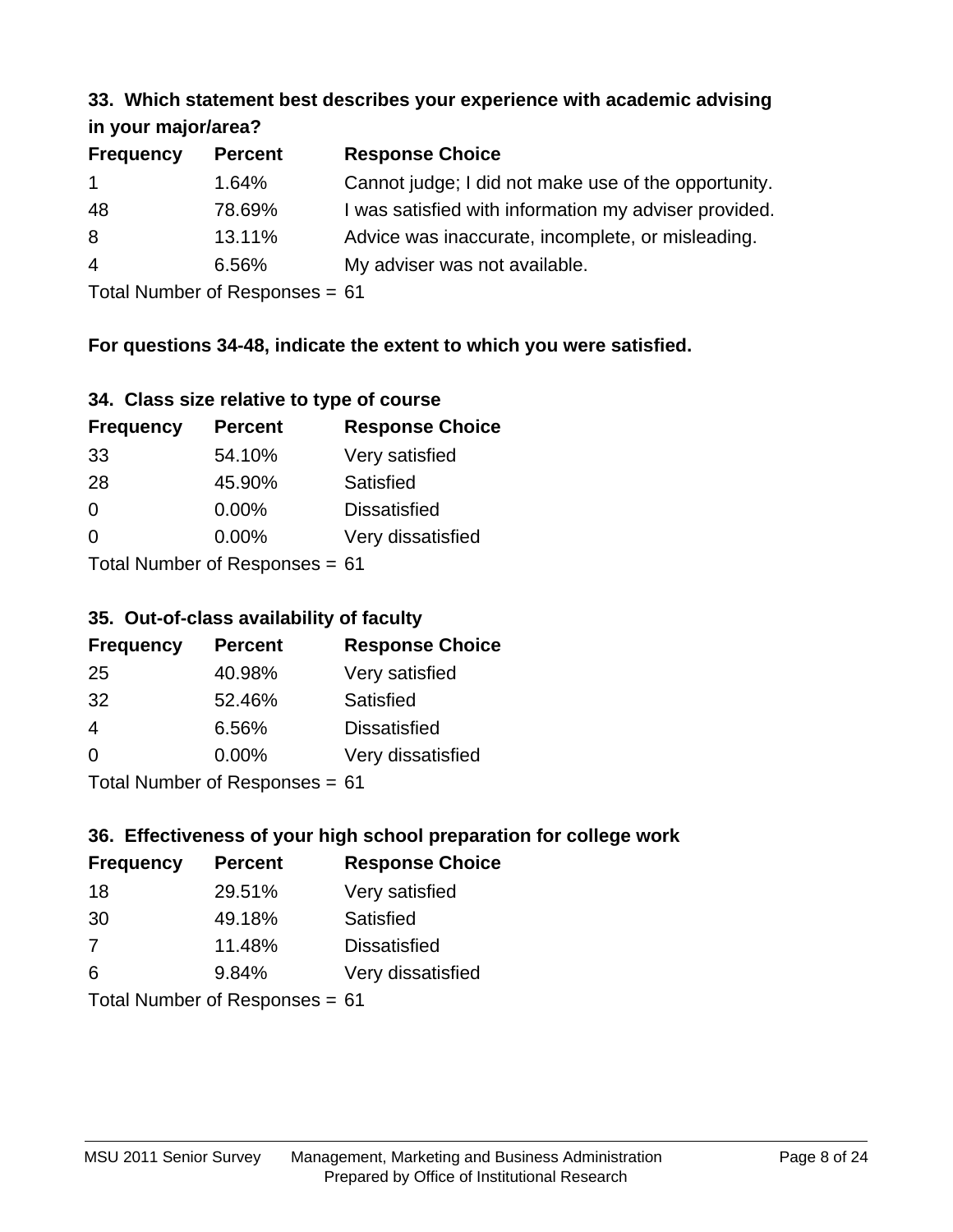### 33. Which statement best describes your experience with academic advising in your major/area?

| Frequency | Percent | Response Choice |
|---|---|---|
| 1 | 1.64% | Cannot judge; I did not make use of the opportunity. |
| 48 | 78.69% | I was satisfied with information my adviser provided. |
| 8 | 13.11% | Advice was inaccurate, incomplete, or misleading. |
| 4 | 6.56% | My adviser was not available. |

Total Number of Responses = 61

**For questions 34-48, indicate the extent to which you were satisfied.**

### 34. Class size relative to type of course

| Frequency | Percent | Response Choice |
|---|---|---|
| 33 | 54.10% | Very satisfied |
| 28 | 45.90% | Satisfied |
| 0 | 0.00% | Dissatisfied |
| 0 | 0.00% | Very dissatisfied |

Total Number of Responses = 61

### 35. Out-of-class availability of faculty

| Frequency | Percent | Response Choice |
|---|---|---|
| 25 | 40.98% | Very satisfied |
| 32 | 52.46% | Satisfied |
| 4 | 6.56% | Dissatisfied |
| 0 | 0.00% | Very dissatisfied |

Total Number of Responses = 61

### 36. Effectiveness of your high school preparation for college work

| Frequency | Percent | Response Choice |
|---|---|---|
| 18 | 29.51% | Very satisfied |
| 30 | 49.18% | Satisfied |
| 7 | 11.48% | Dissatisfied |
| 6 | 9.84% | Very dissatisfied |

Total Number of Responses = 61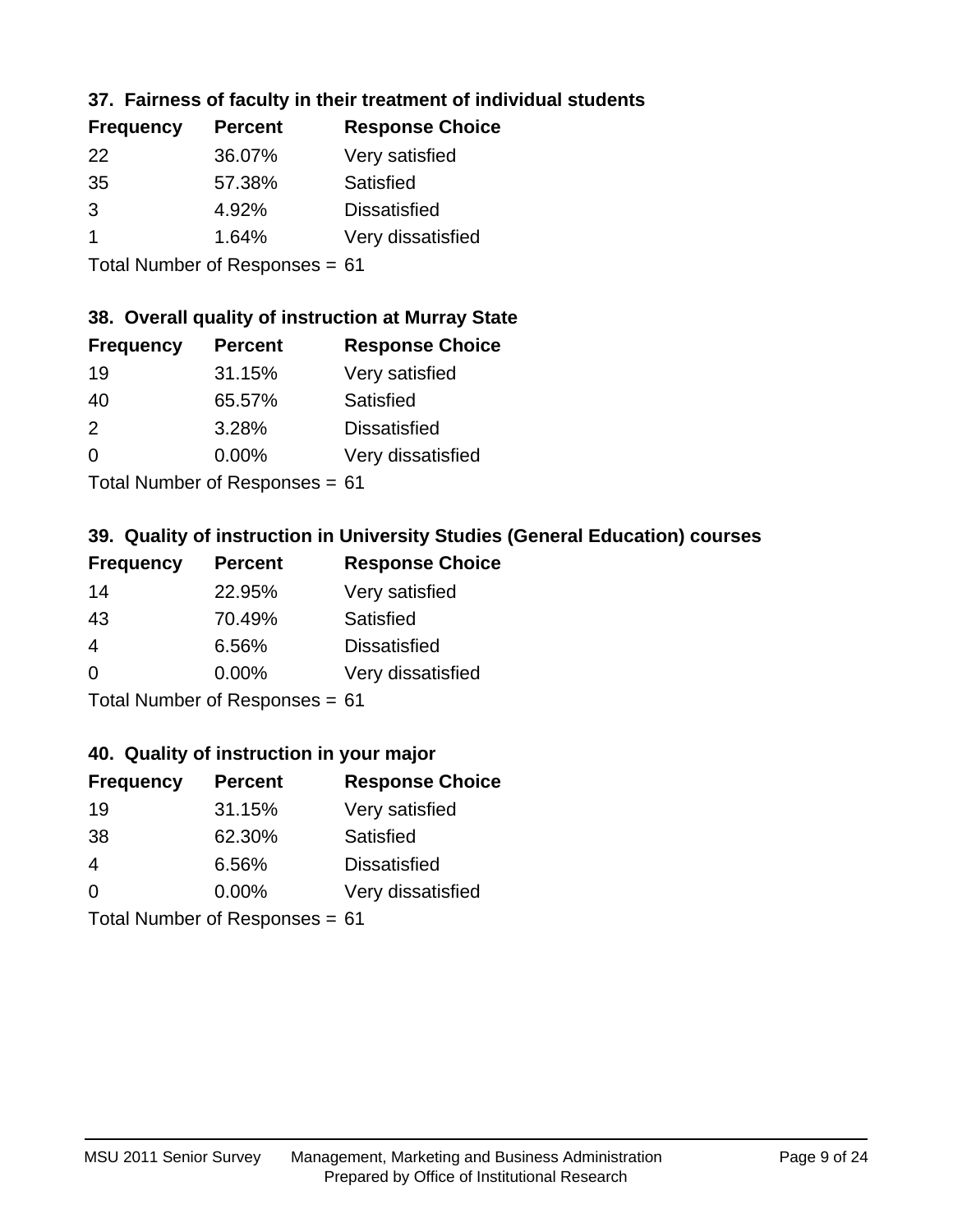### 37. Fairness of faculty in their treatment of individual students

| Frequency | Percent | Response Choice |
| --- | --- | --- |
| 22 | 36.07% | Very satisfied |
| 35 | 57.38% | Satisfied |
| 3 | 4.92% | Dissatisfied |
| 1 | 1.64% | Very dissatisfied |

Total Number of Responses = 61

### 38. Overall quality of instruction at Murray State

| Frequency | Percent | Response Choice |
| --- | --- | --- |
| 19 | 31.15% | Very satisfied |
| 40 | 65.57% | Satisfied |
| 2 | 3.28% | Dissatisfied |
| 0 | 0.00% | Very dissatisfied |

Total Number of Responses = 61

### 39. Quality of instruction in University Studies (General Education) courses

| Frequency | Percent | Response Choice |
| --- | --- | --- |
| 14 | 22.95% | Very satisfied |
| 43 | 70.49% | Satisfied |
| 4 | 6.56% | Dissatisfied |
| 0 | 0.00% | Very dissatisfied |

Total Number of Responses = 61

### 40. Quality of instruction in your major

| Frequency | Percent | Response Choice |
| --- | --- | --- |
| 19 | 31.15% | Very satisfied |
| 38 | 62.30% | Satisfied |
| 4 | 6.56% | Dissatisfied |
| 0 | 0.00% | Very dissatisfied |

Total Number of Responses = 61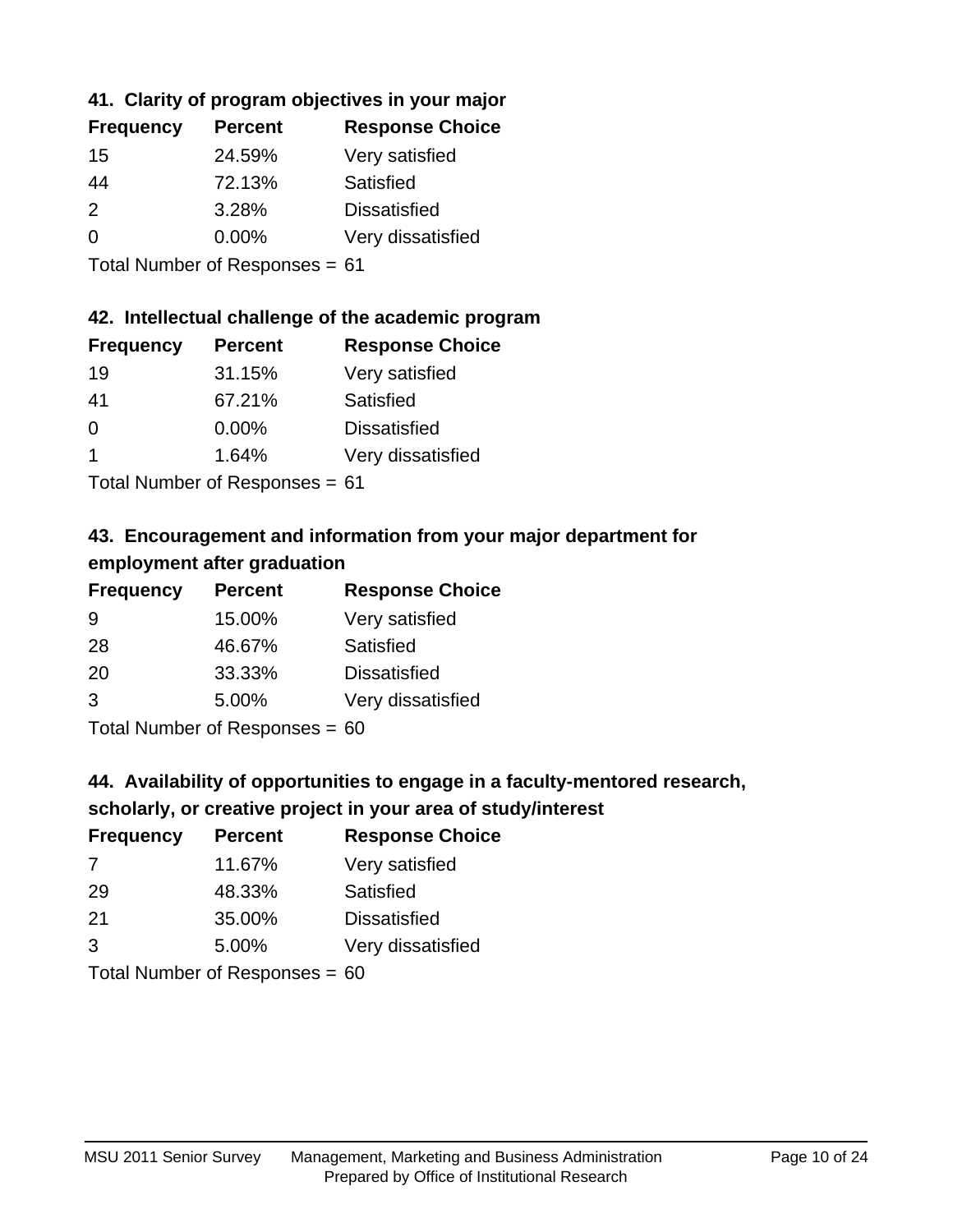### 41. Clarity of program objectives in your major

| Frequency | Percent | Response Choice |
|---|---|---|
| 15 | 24.59% | Very satisfied |
| 44 | 72.13% | Satisfied |
| 2 | 3.28% | Dissatisfied |
| 0 | 0.00% | Very dissatisfied |

Total Number of Responses = 61

### 42. Intellectual challenge of the academic program

| Frequency | Percent | Response Choice |
|---|---|---|
| 19 | 31.15% | Very satisfied |
| 41 | 67.21% | Satisfied |
| 0 | 0.00% | Dissatisfied |
| 1 | 1.64% | Very dissatisfied |

Total Number of Responses = 61

### 43. Encouragement and information from your major department for employment after graduation

| Frequency | Percent | Response Choice |
|---|---|---|
| 9 | 15.00% | Very satisfied |
| 28 | 46.67% | Satisfied |
| 20 | 33.33% | Dissatisfied |
| 3 | 5.00% | Very dissatisfied |

Total Number of Responses = 60

### 44. Availability of opportunities to engage in a faculty-mentored research, scholarly, or creative project in your area of study/interest

| Frequency | Percent | Response Choice |
|---|---|---|
| 7 | 11.67% | Very satisfied |
| 29 | 48.33% | Satisfied |
| 21 | 35.00% | Dissatisfied |
| 3 | 5.00% | Very dissatisfied |

Total Number of Responses = 60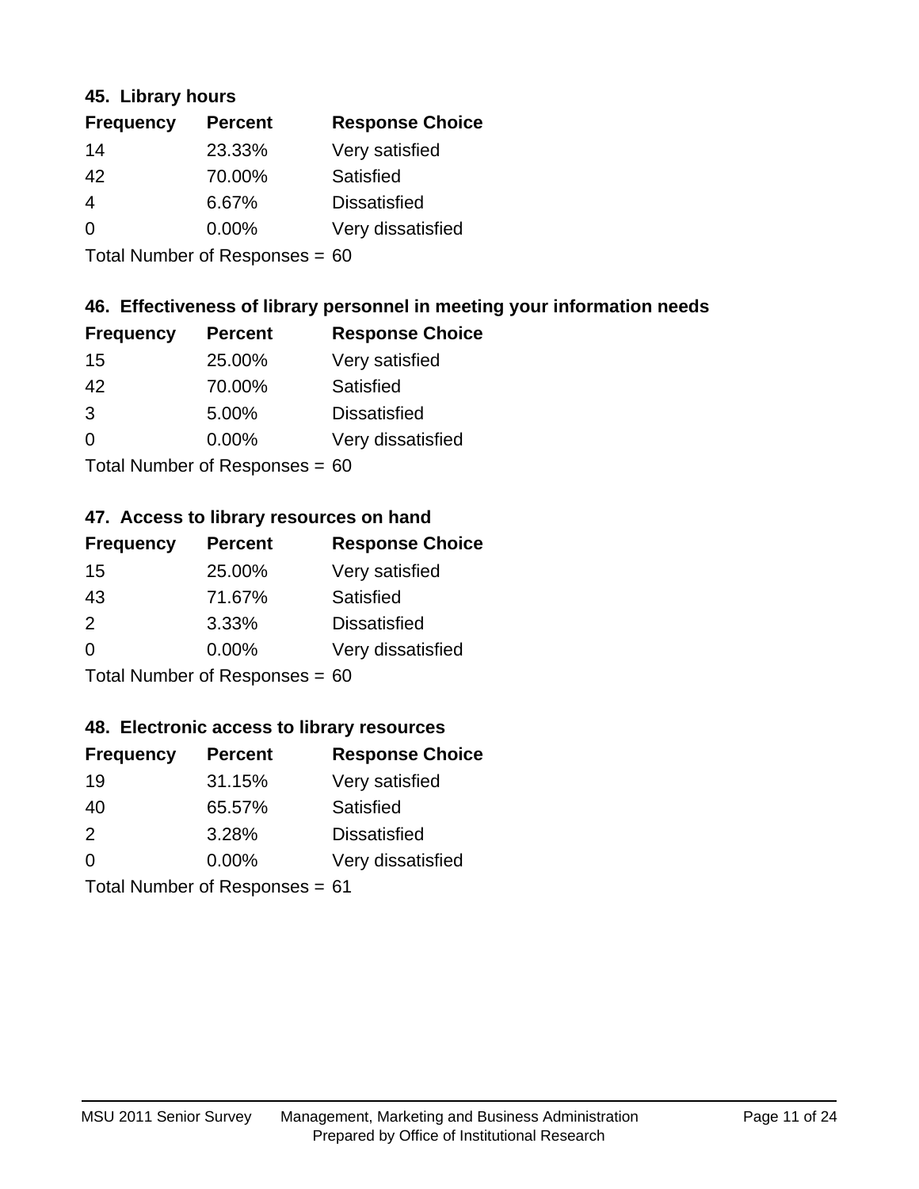### 45. Library hours

| Frequency | Percent | Response Choice |
|---|---|---|
| 14 | 23.33% | Very satisfied |
| 42 | 70.00% | Satisfied |
| 4 | 6.67% | Dissatisfied |
| 0 | 0.00% | Very dissatisfied |

Total Number of Responses = 60

### 46. Effectiveness of library personnel in meeting your information needs

| Frequency | Percent | Response Choice |
|---|---|---|
| 15 | 25.00% | Very satisfied |
| 42 | 70.00% | Satisfied |
| 3 | 5.00% | Dissatisfied |
| 0 | 0.00% | Very dissatisfied |

Total Number of Responses = 60

### 47. Access to library resources on hand

| Frequency | Percent | Response Choice |
|---|---|---|
| 15 | 25.00% | Very satisfied |
| 43 | 71.67% | Satisfied |
| 2 | 3.33% | Dissatisfied |
| 0 | 0.00% | Very dissatisfied |

Total Number of Responses = 60

### 48. Electronic access to library resources

| Frequency | Percent | Response Choice |
|---|---|---|
| 19 | 31.15% | Very satisfied |
| 40 | 65.57% | Satisfied |
| 2 | 3.28% | Dissatisfied |
| 0 | 0.00% | Very dissatisfied |

Total Number of Responses = 61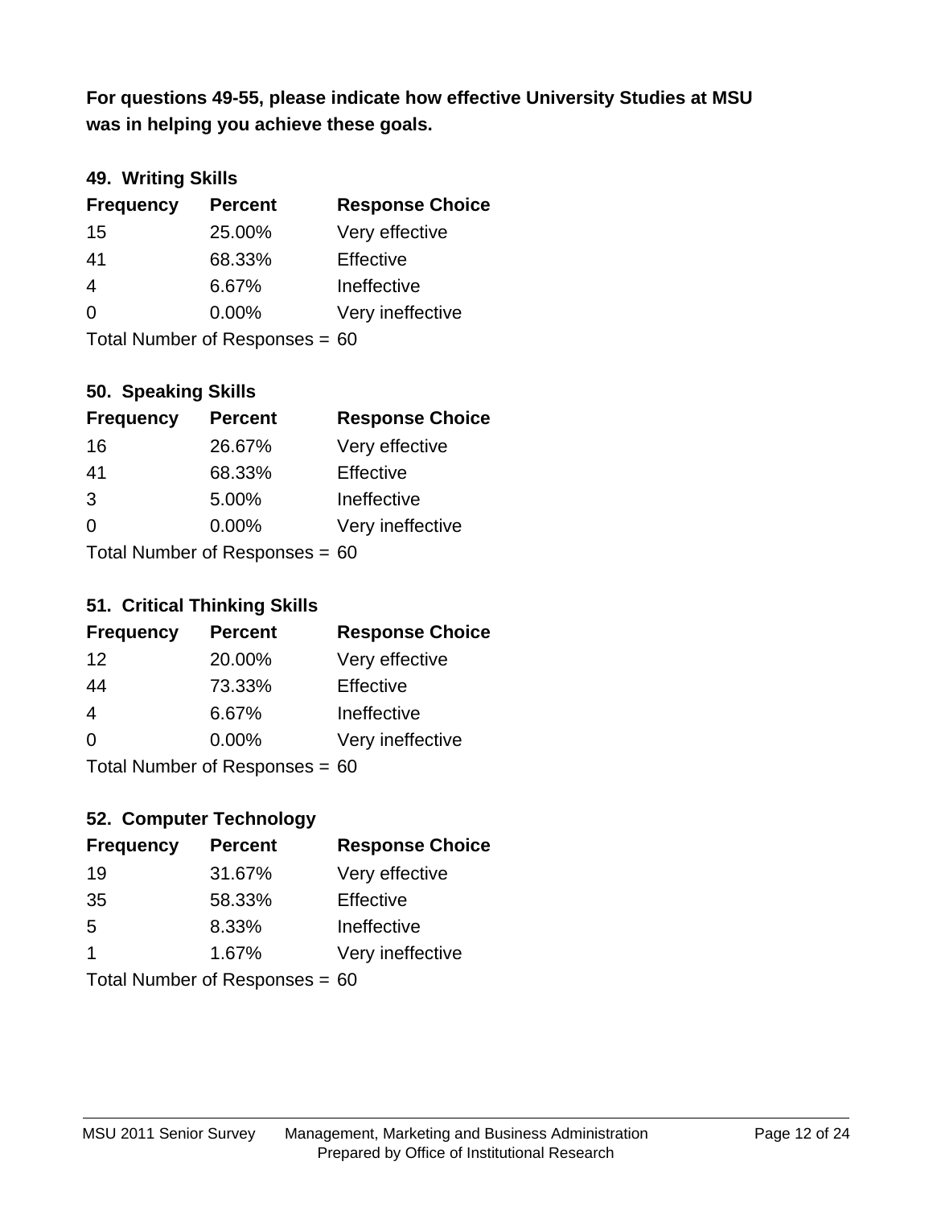**For questions 49-55, please indicate how effective University Studies at MSU was in helping you achieve these goals.**

### 49. Writing Skills

| Frequency | Percent | Response Choice |
|---|---|---|
| 15 | 25.00% | Very effective |
| 41 | 68.33% | Effective |
| 4 | 6.67% | Ineffective |
| 0 | 0.00% | Very ineffective |

Total Number of Responses = 60

### 50. Speaking Skills

| Frequency | Percent | Response Choice |
|---|---|---|
| 16 | 26.67% | Very effective |
| 41 | 68.33% | Effective |
| 3 | 5.00% | Ineffective |
| 0 | 0.00% | Very ineffective |

Total Number of Responses = 60

### 51. Critical Thinking Skills

| Frequency | Percent | Response Choice |
|---|---|---|
| 12 | 20.00% | Very effective |
| 44 | 73.33% | Effective |
| 4 | 6.67% | Ineffective |
| 0 | 0.00% | Very ineffective |

Total Number of Responses = 60

### 52. Computer Technology

| Frequency | Percent | Response Choice |
|---|---|---|
| 19 | 31.67% | Very effective |
| 35 | 58.33% | Effective |
| 5 | 8.33% | Ineffective |
| 1 | 1.67% | Very ineffective |

Total Number of Responses = 60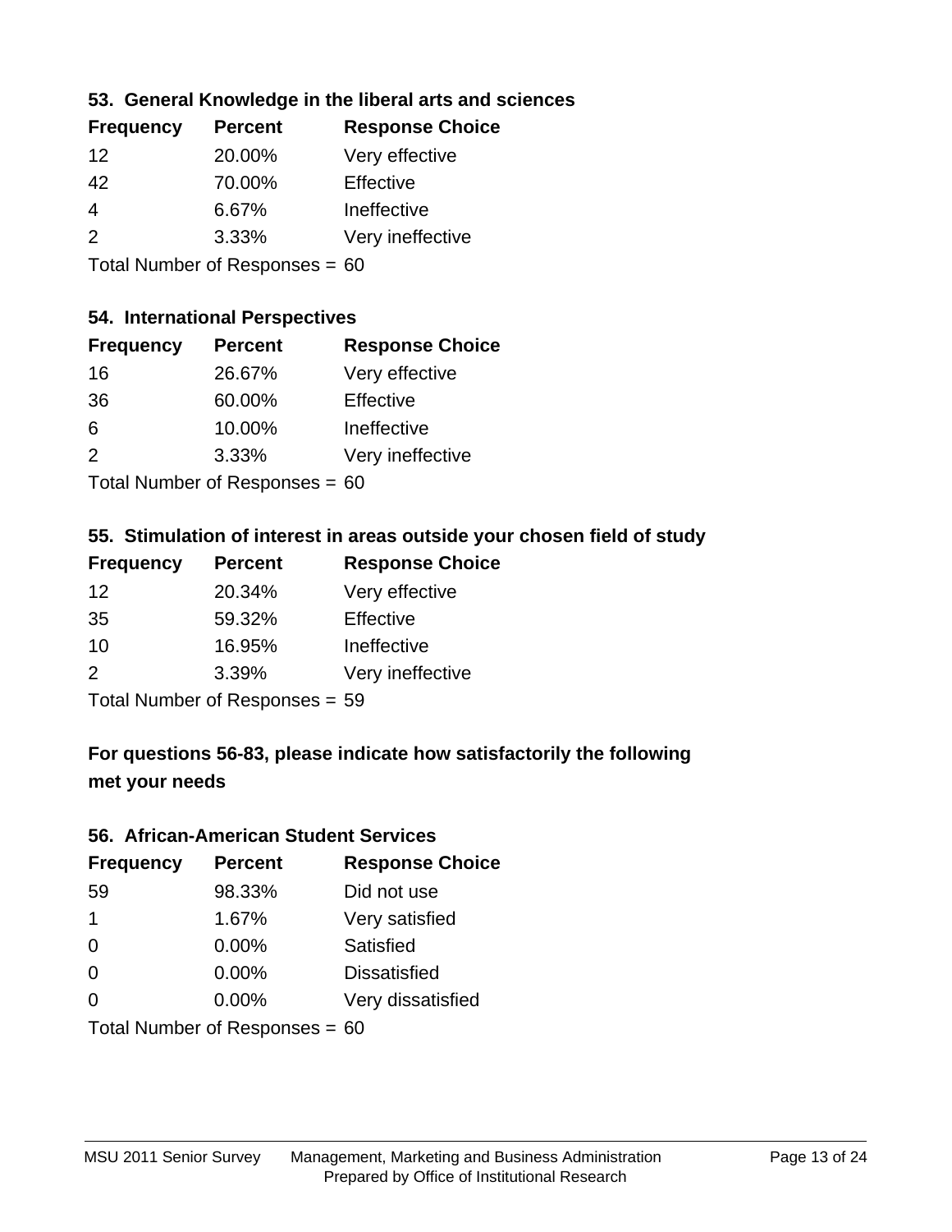### 53. General Knowledge in the liberal arts and sciences

| Frequency | Percent | Response Choice |
| --- | --- | --- |
| 12 | 20.00% | Very effective |
| 42 | 70.00% | Effective |
| 4 | 6.67% | Ineffective |
| 2 | 3.33% | Very ineffective |

Total Number of Responses = 60

### 54. International Perspectives

| Frequency | Percent | Response Choice |
| --- | --- | --- |
| 16 | 26.67% | Very effective |
| 36 | 60.00% | Effective |
| 6 | 10.00% | Ineffective |
| 2 | 3.33% | Very ineffective |

Total Number of Responses = 60

### 55. Stimulation of interest in areas outside your chosen field of study

| Frequency | Percent | Response Choice |
| --- | --- | --- |
| 12 | 20.34% | Very effective |
| 35 | 59.32% | Effective |
| 10 | 16.95% | Ineffective |
| 2 | 3.39% | Very ineffective |

Total Number of Responses = 59

### For questions 56-83, please indicate how satisfactorily the following met your needs

### 56. African-American Student Services

| Frequency | Percent | Response Choice |
| --- | --- | --- |
| 59 | 98.33% | Did not use |
| 1 | 1.67% | Very satisfied |
| 0 | 0.00% | Satisfied |
| 0 | 0.00% | Dissatisfied |
| 0 | 0.00% | Very dissatisfied |

Total Number of Responses = 60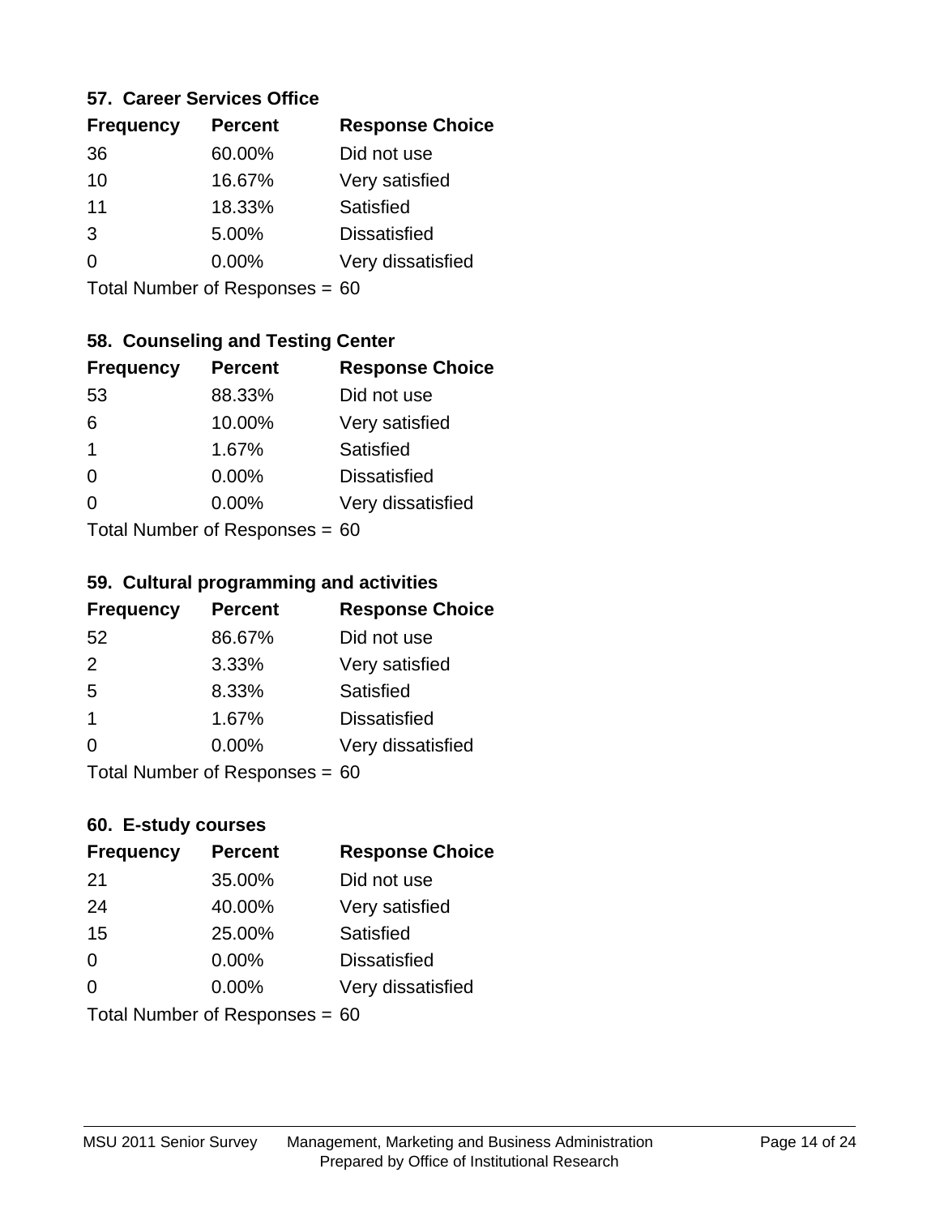### 57. Career Services Office

| Frequency | Percent | Response Choice |
|---|---|---|
| 36 | 60.00% | Did not use |
| 10 | 16.67% | Very satisfied |
| 11 | 18.33% | Satisfied |
| 3 | 5.00% | Dissatisfied |
| 0 | 0.00% | Very dissatisfied |

Total Number of Responses = 60

### 58. Counseling and Testing Center

| Frequency | Percent | Response Choice |
|---|---|---|
| 53 | 88.33% | Did not use |
| 6 | 10.00% | Very satisfied |
| 1 | 1.67% | Satisfied |
| 0 | 0.00% | Dissatisfied |
| 0 | 0.00% | Very dissatisfied |

Total Number of Responses = 60

### 59. Cultural programming and activities

| Frequency | Percent | Response Choice |
|---|---|---|
| 52 | 86.67% | Did not use |
| 2 | 3.33% | Very satisfied |
| 5 | 8.33% | Satisfied |
| 1 | 1.67% | Dissatisfied |
| 0 | 0.00% | Very dissatisfied |

Total Number of Responses = 60

### 60. E-study courses

| Frequency | Percent | Response Choice |
|---|---|---|
| 21 | 35.00% | Did not use |
| 24 | 40.00% | Very satisfied |
| 15 | 25.00% | Satisfied |
| 0 | 0.00% | Dissatisfied |
| 0 | 0.00% | Very dissatisfied |

Total Number of Responses = 60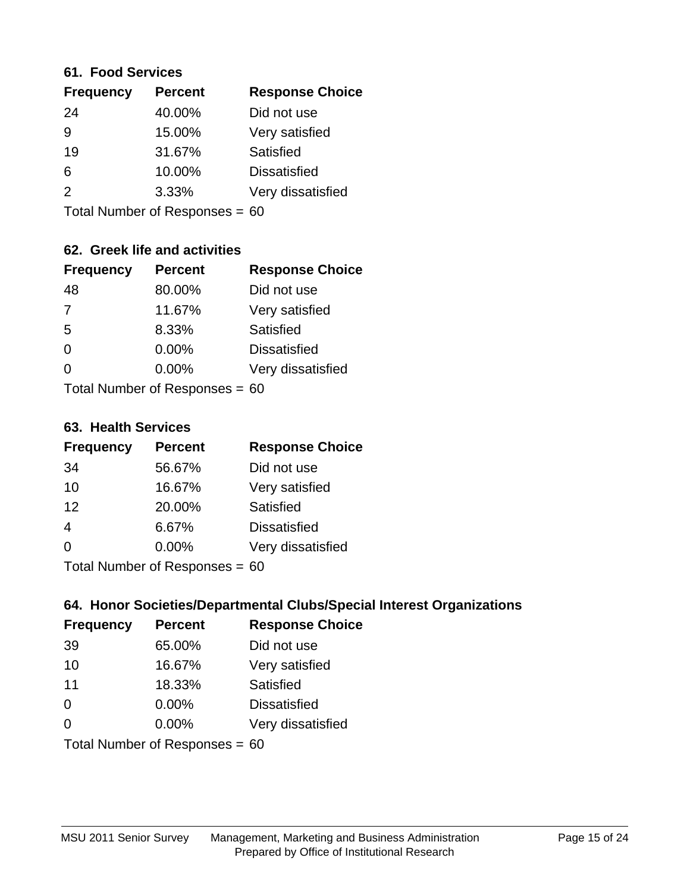### 61. Food Services

| Frequency | Percent | Response Choice |
| --- | --- | --- |
| 24 | 40.00% | Did not use |
| 9 | 15.00% | Very satisfied |
| 19 | 31.67% | Satisfied |
| 6 | 10.00% | Dissatisfied |
| 2 | 3.33% | Very dissatisfied |

Total Number of Responses = 60

### 62. Greek life and activities

| Frequency | Percent | Response Choice |
| --- | --- | --- |
| 48 | 80.00% | Did not use |
| 7 | 11.67% | Very satisfied |
| 5 | 8.33% | Satisfied |
| 0 | 0.00% | Dissatisfied |
| 0 | 0.00% | Very dissatisfied |

Total Number of Responses = 60

### 63. Health Services

| Frequency | Percent | Response Choice |
| --- | --- | --- |
| 34 | 56.67% | Did not use |
| 10 | 16.67% | Very satisfied |
| 12 | 20.00% | Satisfied |
| 4 | 6.67% | Dissatisfied |
| 0 | 0.00% | Very dissatisfied |

Total Number of Responses = 60

### 64. Honor Societies/Departmental Clubs/Special Interest Organizations

| Frequency | Percent | Response Choice |
| --- | --- | --- |
| 39 | 65.00% | Did not use |
| 10 | 16.67% | Very satisfied |
| 11 | 18.33% | Satisfied |
| 0 | 0.00% | Dissatisfied |
| 0 | 0.00% | Very dissatisfied |

Total Number of Responses = 60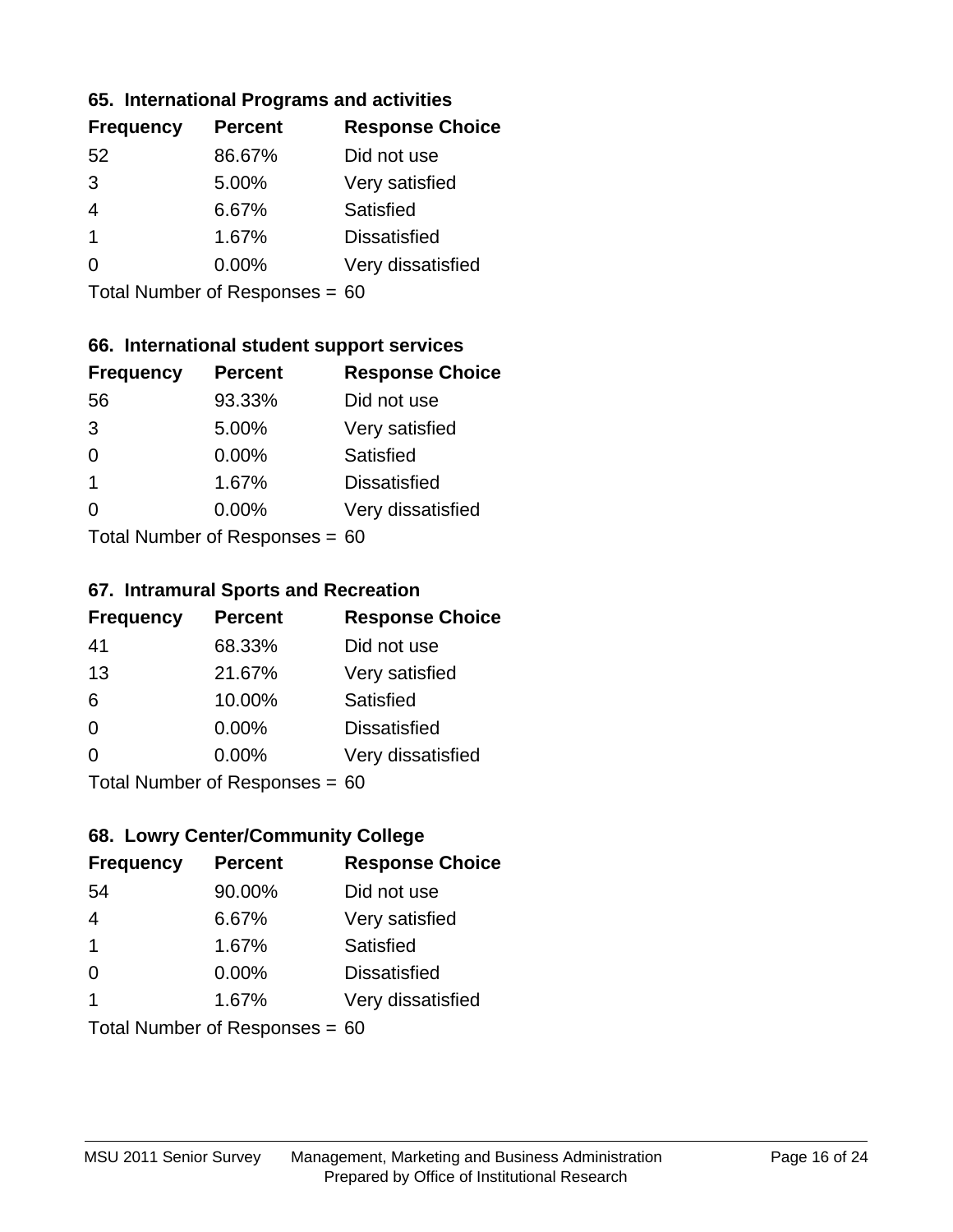### 65. International Programs and activities

| Frequency | Percent | Response Choice |
|---|---|---|
| 52 | 86.67% | Did not use |
| 3 | 5.00% | Very satisfied |
| 4 | 6.67% | Satisfied |
| 1 | 1.67% | Dissatisfied |
| 0 | 0.00% | Very dissatisfied |

Total Number of Responses = 60

### 66. International student support services

| Frequency | Percent | Response Choice |
|---|---|---|
| 56 | 93.33% | Did not use |
| 3 | 5.00% | Very satisfied |
| 0 | 0.00% | Satisfied |
| 1 | 1.67% | Dissatisfied |
| 0 | 0.00% | Very dissatisfied |

Total Number of Responses = 60

### 67. Intramural Sports and Recreation

| Frequency | Percent | Response Choice |
|---|---|---|
| 41 | 68.33% | Did not use |
| 13 | 21.67% | Very satisfied |
| 6 | 10.00% | Satisfied |
| 0 | 0.00% | Dissatisfied |
| 0 | 0.00% | Very dissatisfied |

Total Number of Responses = 60

### 68. Lowry Center/Community College

| Frequency | Percent | Response Choice |
|---|---|---|
| 54 | 90.00% | Did not use |
| 4 | 6.67% | Very satisfied |
| 1 | 1.67% | Satisfied |
| 0 | 0.00% | Dissatisfied |
| 1 | 1.67% | Very dissatisfied |

Total Number of Responses = 60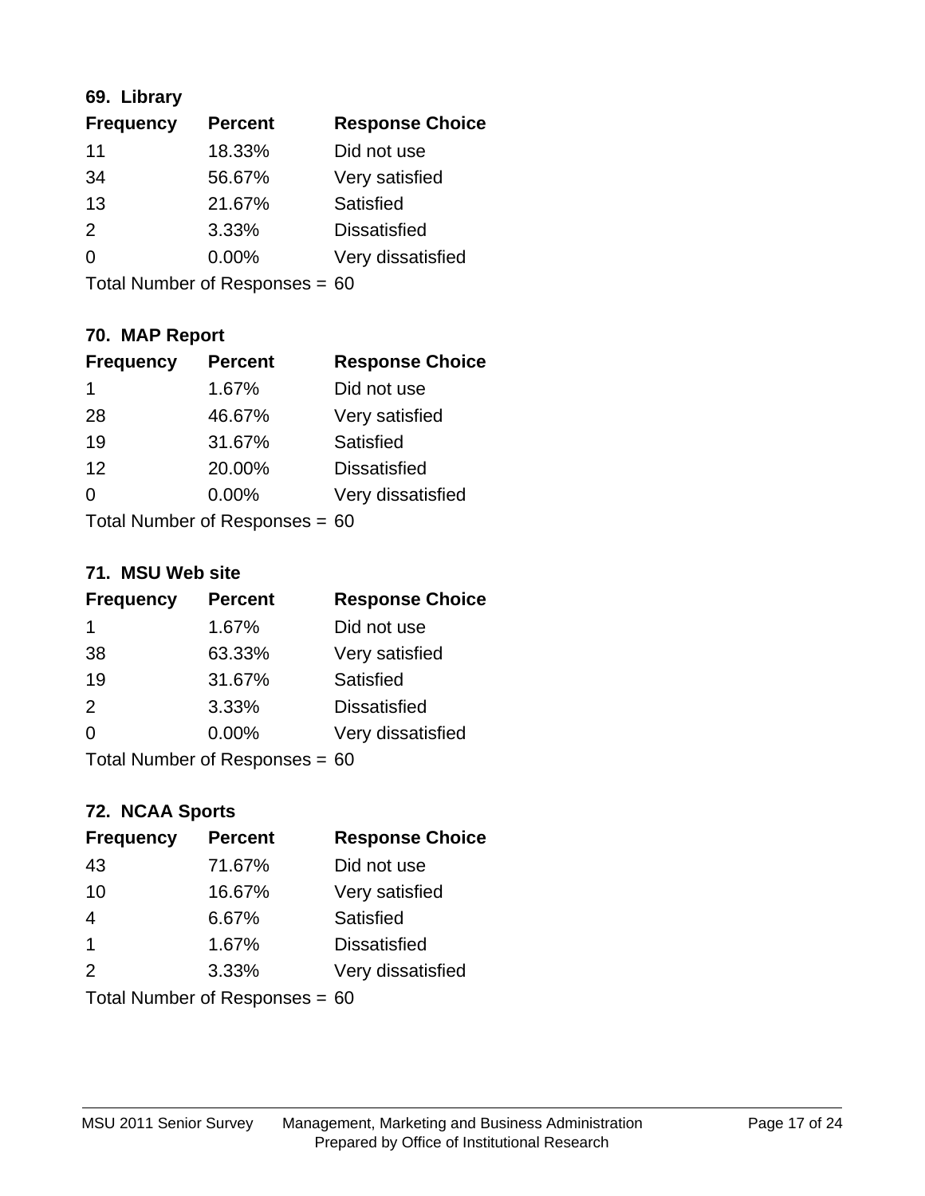### 69. Library

| Frequency | Percent | Response Choice |
|---|---|---|
| 11 | 18.33% | Did not use |
| 34 | 56.67% | Very satisfied |
| 13 | 21.67% | Satisfied |
| 2 | 3.33% | Dissatisfied |
| 0 | 0.00% | Very dissatisfied |

Total Number of Responses = 60

### 70. MAP Report

| Frequency | Percent | Response Choice |
|---|---|---|
| 1 | 1.67% | Did not use |
| 28 | 46.67% | Very satisfied |
| 19 | 31.67% | Satisfied |
| 12 | 20.00% | Dissatisfied |
| 0 | 0.00% | Very dissatisfied |

Total Number of Responses = 60

### 71. MSU Web site

| Frequency | Percent | Response Choice |
|---|---|---|
| 1 | 1.67% | Did not use |
| 38 | 63.33% | Very satisfied |
| 19 | 31.67% | Satisfied |
| 2 | 3.33% | Dissatisfied |
| 0 | 0.00% | Very dissatisfied |

Total Number of Responses = 60

### 72. NCAA Sports

| Frequency | Percent | Response Choice |
|---|---|---|
| 43 | 71.67% | Did not use |
| 10 | 16.67% | Very satisfied |
| 4 | 6.67% | Satisfied |
| 1 | 1.67% | Dissatisfied |
| 2 | 3.33% | Very dissatisfied |

Total Number of Responses = 60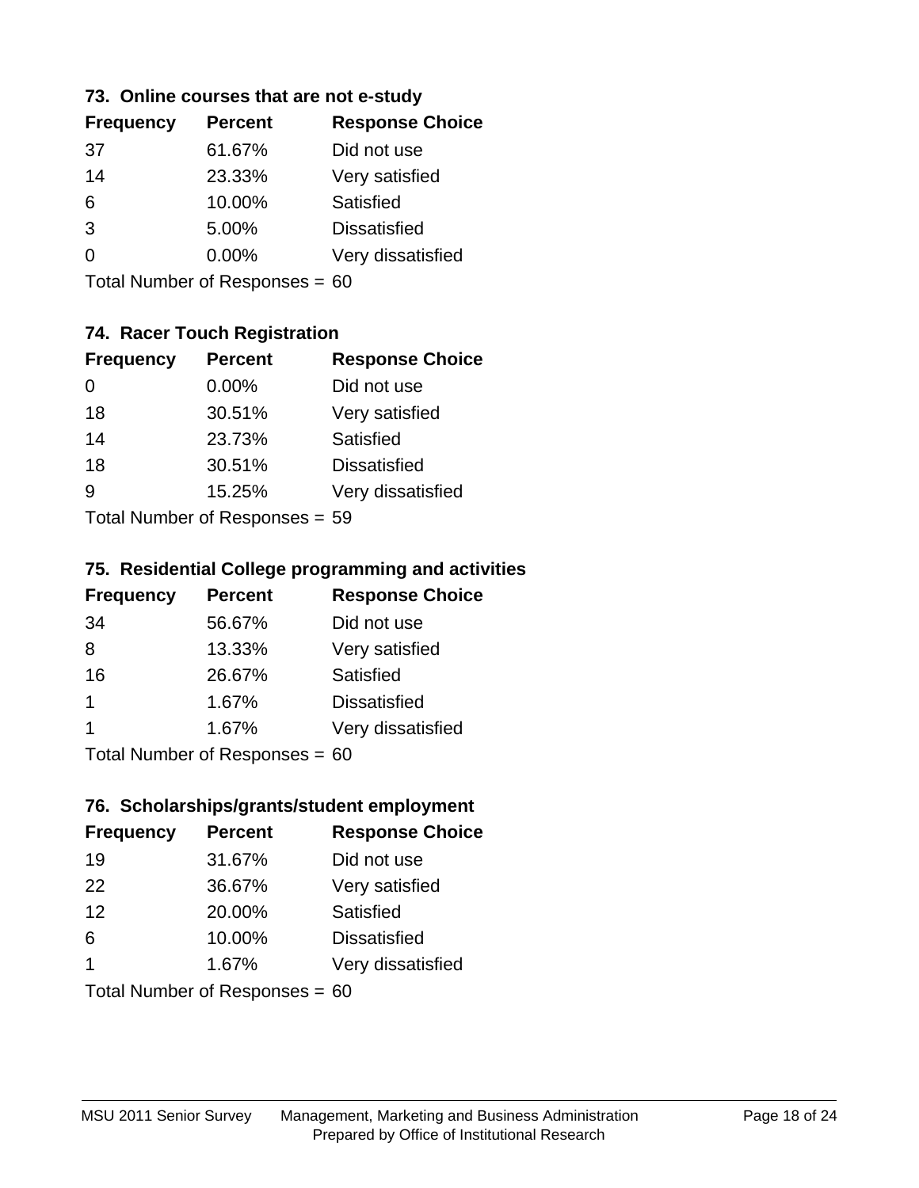### 73. Online courses that are not e-study

| Frequency | Percent | Response Choice |
| --- | --- | --- |
| 37 | 61.67% | Did not use |
| 14 | 23.33% | Very satisfied |
| 6 | 10.00% | Satisfied |
| 3 | 5.00% | Dissatisfied |
| 0 | 0.00% | Very dissatisfied |

Total Number of Responses = 60

### 74. Racer Touch Registration

| Frequency | Percent | Response Choice |
| --- | --- | --- |
| 0 | 0.00% | Did not use |
| 18 | 30.51% | Very satisfied |
| 14 | 23.73% | Satisfied |
| 18 | 30.51% | Dissatisfied |
| 9 | 15.25% | Very dissatisfied |

Total Number of Responses = 59

### 75. Residential College programming and activities

| Frequency | Percent | Response Choice |
| --- | --- | --- |
| 34 | 56.67% | Did not use |
| 8 | 13.33% | Very satisfied |
| 16 | 26.67% | Satisfied |
| 1 | 1.67% | Dissatisfied |
| 1 | 1.67% | Very dissatisfied |

Total Number of Responses = 60

### 76. Scholarships/grants/student employment

| Frequency | Percent | Response Choice |
| --- | --- | --- |
| 19 | 31.67% | Did not use |
| 22 | 36.67% | Very satisfied |
| 12 | 20.00% | Satisfied |
| 6 | 10.00% | Dissatisfied |
| 1 | 1.67% | Very dissatisfied |

Total Number of Responses = 60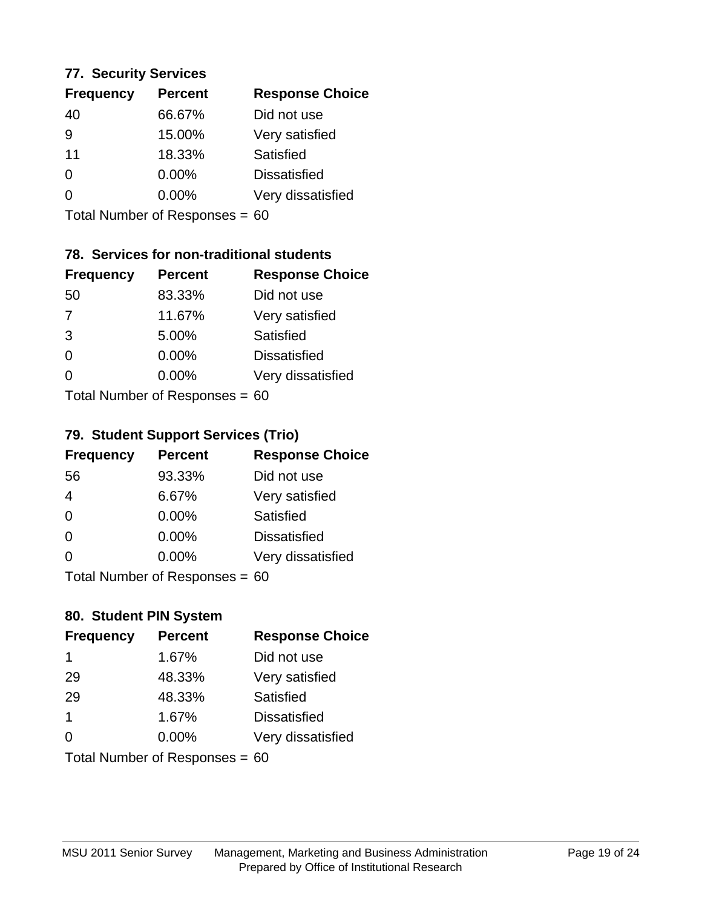### 77. Security Services

| Frequency | Percent | Response Choice |
|---|---|---|
| 40 | 66.67% | Did not use |
| 9 | 15.00% | Very satisfied |
| 11 | 18.33% | Satisfied |
| 0 | 0.00% | Dissatisfied |
| 0 | 0.00% | Very dissatisfied |

Total Number of Responses = 60

### 78. Services for non-traditional students

| Frequency | Percent | Response Choice |
|---|---|---|
| 50 | 83.33% | Did not use |
| 7 | 11.67% | Very satisfied |
| 3 | 5.00% | Satisfied |
| 0 | 0.00% | Dissatisfied |
| 0 | 0.00% | Very dissatisfied |

Total Number of Responses = 60

### 79. Student Support Services (Trio)

| Frequency | Percent | Response Choice |
|---|---|---|
| 56 | 93.33% | Did not use |
| 4 | 6.67% | Very satisfied |
| 0 | 0.00% | Satisfied |
| 0 | 0.00% | Dissatisfied |
| 0 | 0.00% | Very dissatisfied |

Total Number of Responses = 60

### 80. Student PIN System

| Frequency | Percent | Response Choice |
|---|---|---|
| 1 | 1.67% | Did not use |
| 29 | 48.33% | Very satisfied |
| 29 | 48.33% | Satisfied |
| 1 | 1.67% | Dissatisfied |
| 0 | 0.00% | Very dissatisfied |

Total Number of Responses = 60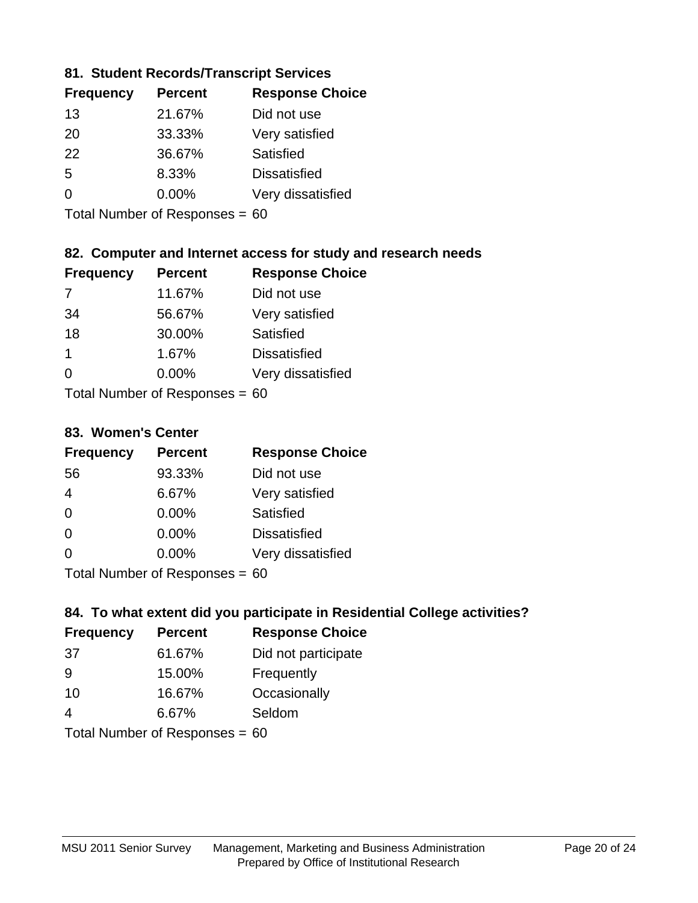### 81. Student Records/Transcript Services

| Frequency | Percent | Response Choice |
| --- | --- | --- |
| 13 | 21.67% | Did not use |
| 20 | 33.33% | Very satisfied |
| 22 | 36.67% | Satisfied |
| 5 | 8.33% | Dissatisfied |
| 0 | 0.00% | Very dissatisfied |

Total Number of Responses = 60

### 82. Computer and Internet access for study and research needs

| Frequency | Percent | Response Choice |
| --- | --- | --- |
| 7 | 11.67% | Did not use |
| 34 | 56.67% | Very satisfied |
| 18 | 30.00% | Satisfied |
| 1 | 1.67% | Dissatisfied |
| 0 | 0.00% | Very dissatisfied |

Total Number of Responses = 60

### 83. Women's Center

| Frequency | Percent | Response Choice |
| --- | --- | --- |
| 56 | 93.33% | Did not use |
| 4 | 6.67% | Very satisfied |
| 0 | 0.00% | Satisfied |
| 0 | 0.00% | Dissatisfied |
| 0 | 0.00% | Very dissatisfied |

Total Number of Responses = 60

### 84. To what extent did you participate in Residential College activities?

| Frequency | Percent | Response Choice |
| --- | --- | --- |
| 37 | 61.67% | Did not participate |
| 9 | 15.00% | Frequently |
| 10 | 16.67% | Occasionally |
| 4 | 6.67% | Seldom |

Total Number of Responses = 60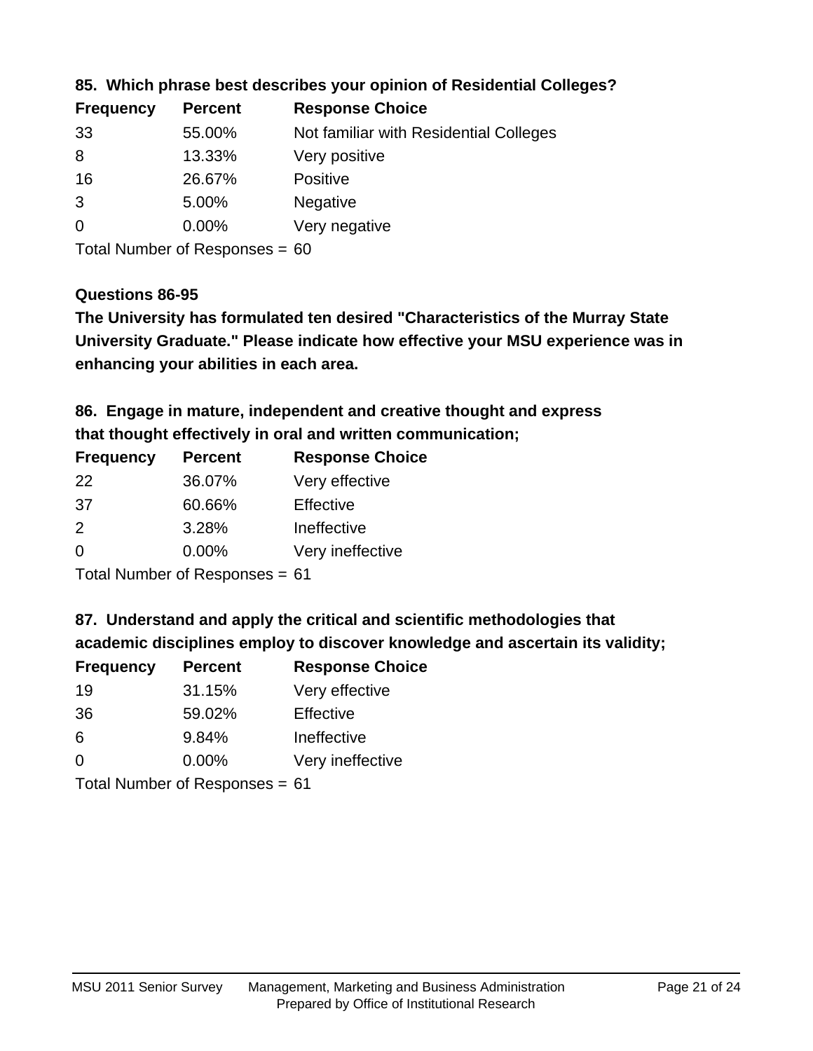### 85. Which phrase best describes your opinion of Residential Colleges?

| Frequency | Percent | Response Choice |
|---|---|---|
| 33 | 55.00% | Not familiar with Residential Colleges |
| 8 | 13.33% | Very positive |
| 16 | 26.67% | Positive |
| 3 | 5.00% | Negative |
| 0 | 0.00% | Very negative |

Total Number of Responses = 60

### Questions 86-95

**The University has formulated ten desired "Characteristics of the Murray State University Graduate." Please indicate how effective your MSU experience was in enhancing your abilities in each area.**

### 86. Engage in mature, independent and creative thought and express that thought effectively in oral and written communication;

| Frequency | Percent | Response Choice |
|---|---|---|
| 22 | 36.07% | Very effective |
| 37 | 60.66% | Effective |
| 2 | 3.28% | Ineffective |
| 0 | 0.00% | Very ineffective |

Total Number of Responses = 61

### 87. Understand and apply the critical and scientific methodologies that academic disciplines employ to discover knowledge and ascertain its validity;

| Frequency | Percent | Response Choice |
|---|---|---|
| 19 | 31.15% | Very effective |
| 36 | 59.02% | Effective |
| 6 | 9.84% | Ineffective |
| 0 | 0.00% | Very ineffective |

Total Number of Responses = 61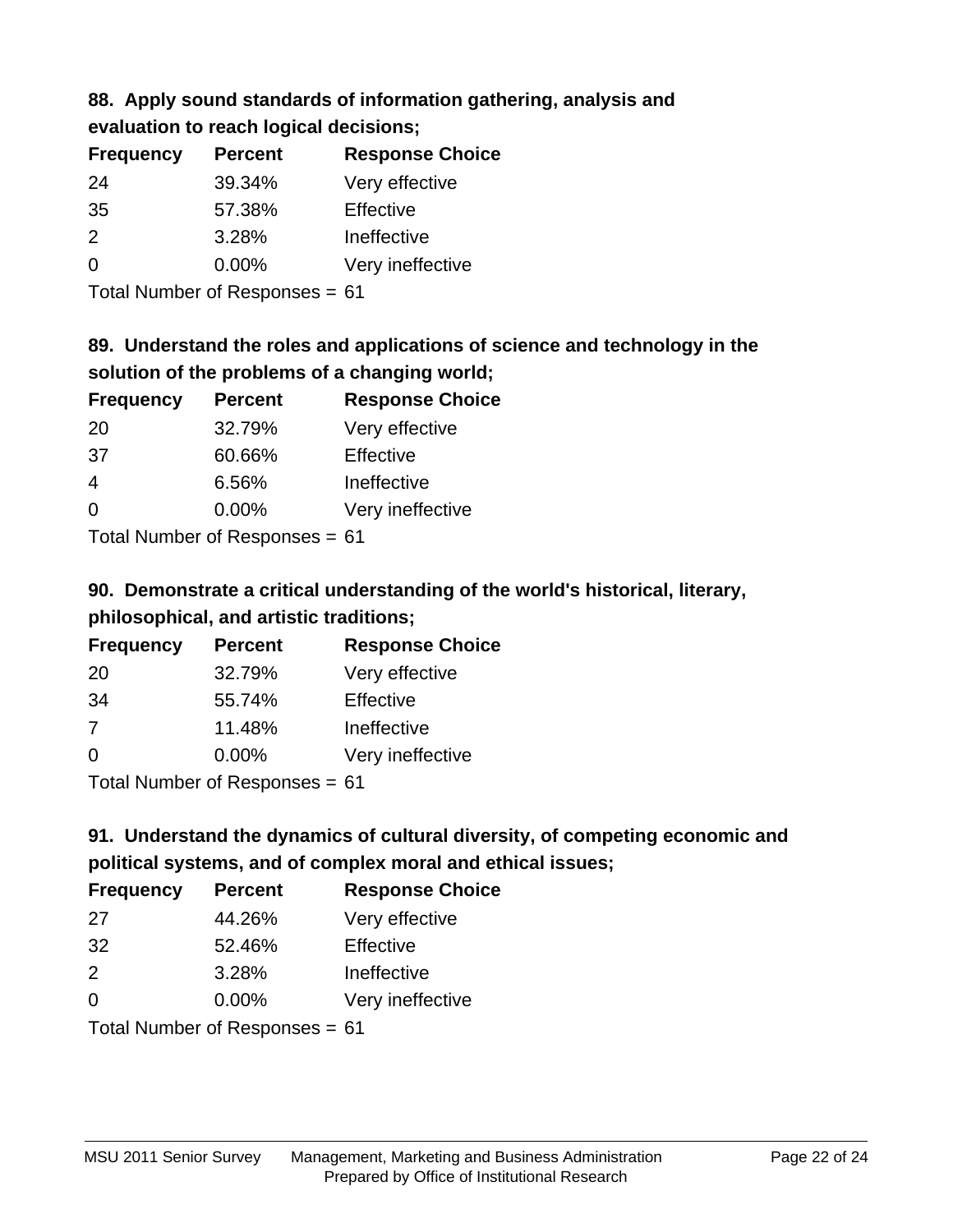### 88. Apply sound standards of information gathering, analysis and evaluation to reach logical decisions;

| Frequency | Percent | Response Choice |
|---|---|---|
| 24 | 39.34% | Very effective |
| 35 | 57.38% | Effective |
| 2 | 3.28% | Ineffective |
| 0 | 0.00% | Very ineffective |

Total Number of Responses = 61

### 89. Understand the roles and applications of science and technology in the solution of the problems of a changing world;

| Frequency | Percent | Response Choice |
|---|---|---|
| 20 | 32.79% | Very effective |
| 37 | 60.66% | Effective |
| 4 | 6.56% | Ineffective |
| 0 | 0.00% | Very ineffective |

Total Number of Responses = 61

### 90. Demonstrate a critical understanding of the world's historical, literary, philosophical, and artistic traditions;

| Frequency | Percent | Response Choice |
|---|---|---|
| 20 | 32.79% | Very effective |
| 34 | 55.74% | Effective |
| 7 | 11.48% | Ineffective |
| 0 | 0.00% | Very ineffective |

Total Number of Responses = 61

### 91. Understand the dynamics of cultural diversity, of competing economic and political systems, and of complex moral and ethical issues;

| Frequency | Percent | Response Choice |
|---|---|---|
| 27 | 44.26% | Very effective |
| 32 | 52.46% | Effective |
| 2 | 3.28% | Ineffective |
| 0 | 0.00% | Very ineffective |

Total Number of Responses = 61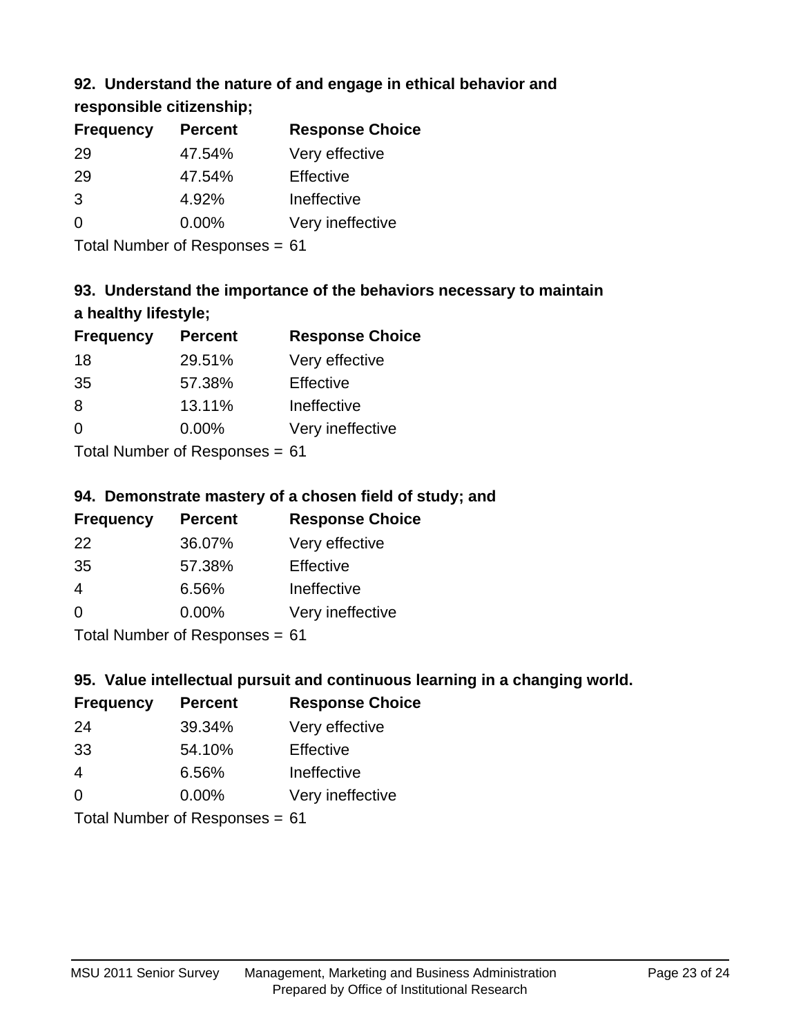### 92. Understand the nature of and engage in ethical behavior and responsible citizenship;

| Frequency | Percent | Response Choice |
|---|---|---|
| 29 | 47.54% | Very effective |
| 29 | 47.54% | Effective |
| 3 | 4.92% | Ineffective |
| 0 | 0.00% | Very ineffective |

Total Number of Responses = 61

### 93. Understand the importance of the behaviors necessary to maintain a healthy lifestyle;

| Frequency | Percent | Response Choice |
|---|---|---|
| 18 | 29.51% | Very effective |
| 35 | 57.38% | Effective |
| 8 | 13.11% | Ineffective |
| 0 | 0.00% | Very ineffective |

Total Number of Responses = 61

### 94. Demonstrate mastery of a chosen field of study; and

| Frequency | Percent | Response Choice |
|---|---|---|
| 22 | 36.07% | Very effective |
| 35 | 57.38% | Effective |
| 4 | 6.56% | Ineffective |
| 0 | 0.00% | Very ineffective |

Total Number of Responses = 61

### 95. Value intellectual pursuit and continuous learning in a changing world.

| Frequency | Percent | Response Choice |
|---|---|---|
| 24 | 39.34% | Very effective |
| 33 | 54.10% | Effective |
| 4 | 6.56% | Ineffective |
| 0 | 0.00% | Very ineffective |

Total Number of Responses = 61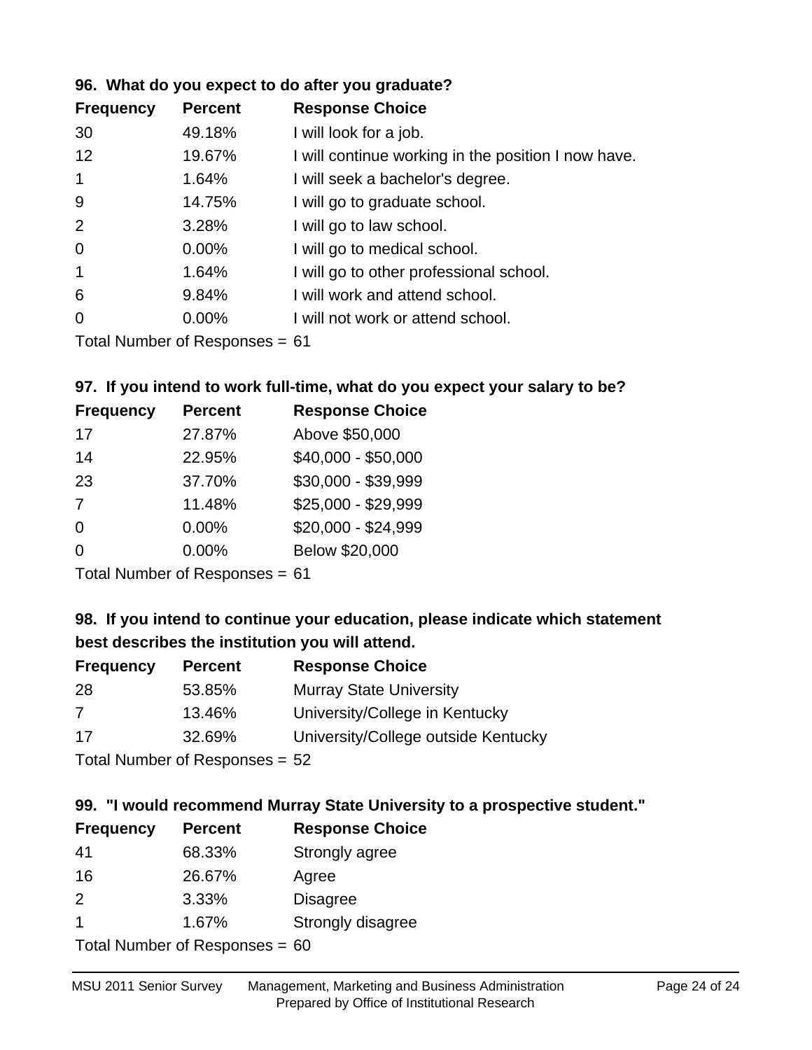### 96. What do you expect to do after you graduate?

| Frequency | Percent | Response Choice |
|---|---|---|
| 30 | 49.18% | I will look for a job. |
| 12 | 19.67% | I will continue working in the position I now have. |
| 1 | 1.64% | I will seek a bachelor's degree. |
| 9 | 14.75% | I will go to graduate school. |
| 2 | 3.28% | I will go to law school. |
| 0 | 0.00% | I will go to medical school. |
| 1 | 1.64% | I will go to other professional school. |
| 6 | 9.84% | I will work and attend school. |
| 0 | 0.00% | I will not work or attend school. |

Total Number of Responses = 61

### 97. If you intend to work full-time, what do you expect your salary to be?

| Frequency | Percent | Response Choice |
|---|---|---|
| 17 | 27.87% | Above $50,000 |
| 14 | 22.95% | $40,000 - $50,000 |
| 23 | 37.70% | $30,000 - $39,999 |
| 7 | 11.48% | $25,000 - $29,999 |
| 0 | 0.00% | $20,000 - $24,999 |
| 0 | 0.00% | Below $20,000 |

Total Number of Responses = 61

### 98. If you intend to continue your education, please indicate which statement best describes the institution you will attend.

| Frequency | Percent | Response Choice |
|---|---|---|
| 28 | 53.85% | Murray State University |
| 7 | 13.46% | University/College in Kentucky |
| 17 | 32.69% | University/College outside Kentucky |

Total Number of Responses = 52

### 99. "I would recommend Murray State University to a prospective student."

| Frequency | Percent | Response Choice |
|---|---|---|
| 41 | 68.33% | Strongly agree |
| 16 | 26.67% | Agree |
| 2 | 3.33% | Disagree |
| 1 | 1.67% | Strongly disagree |

Total Number of Responses = 60